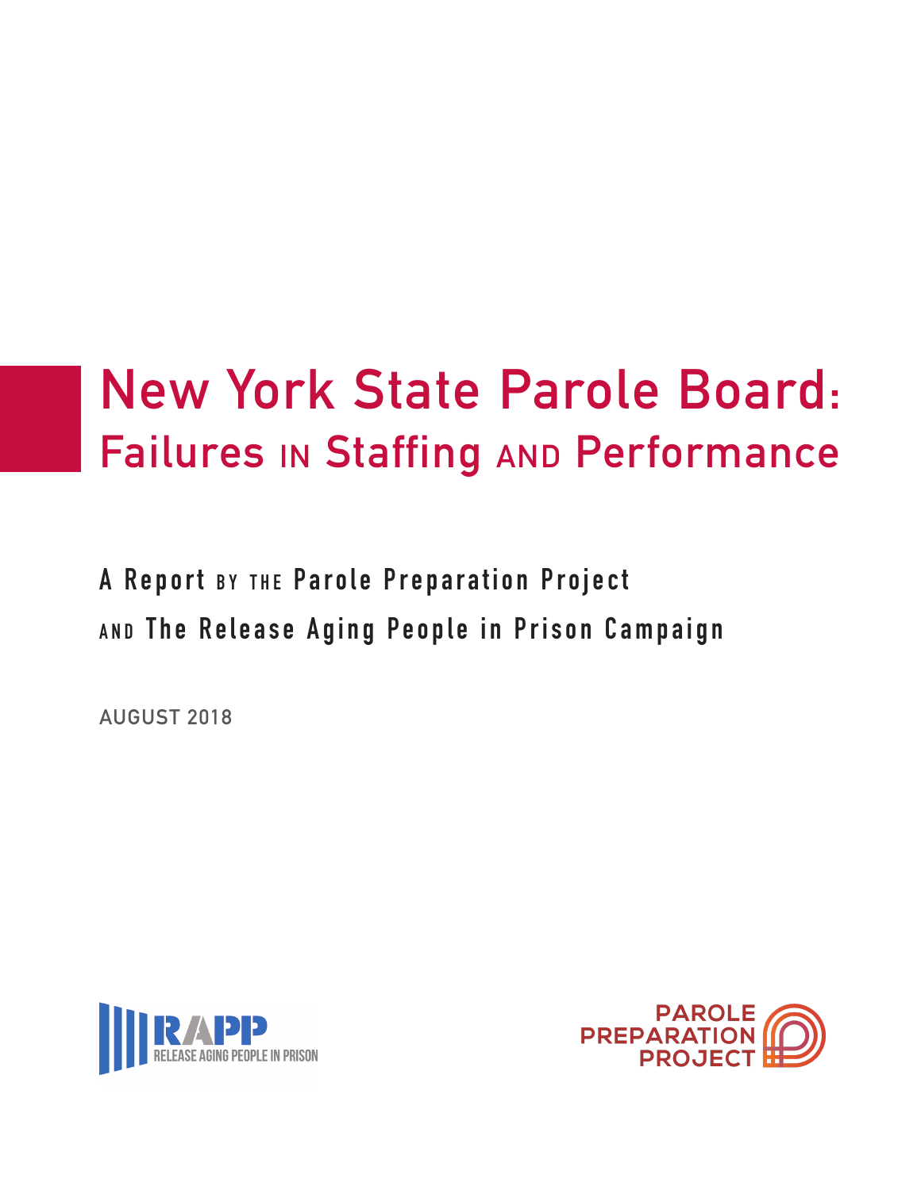# New York State Parole Board: Failures in Staffing and Performance

**A Report by the Parole Preparation Project and The Release Aging People in Prison Campaign**

AUGUST 2018

RAPP RELEASE AGING PEOPLE IN PRISON

PAROLE PREPARATION PROJECT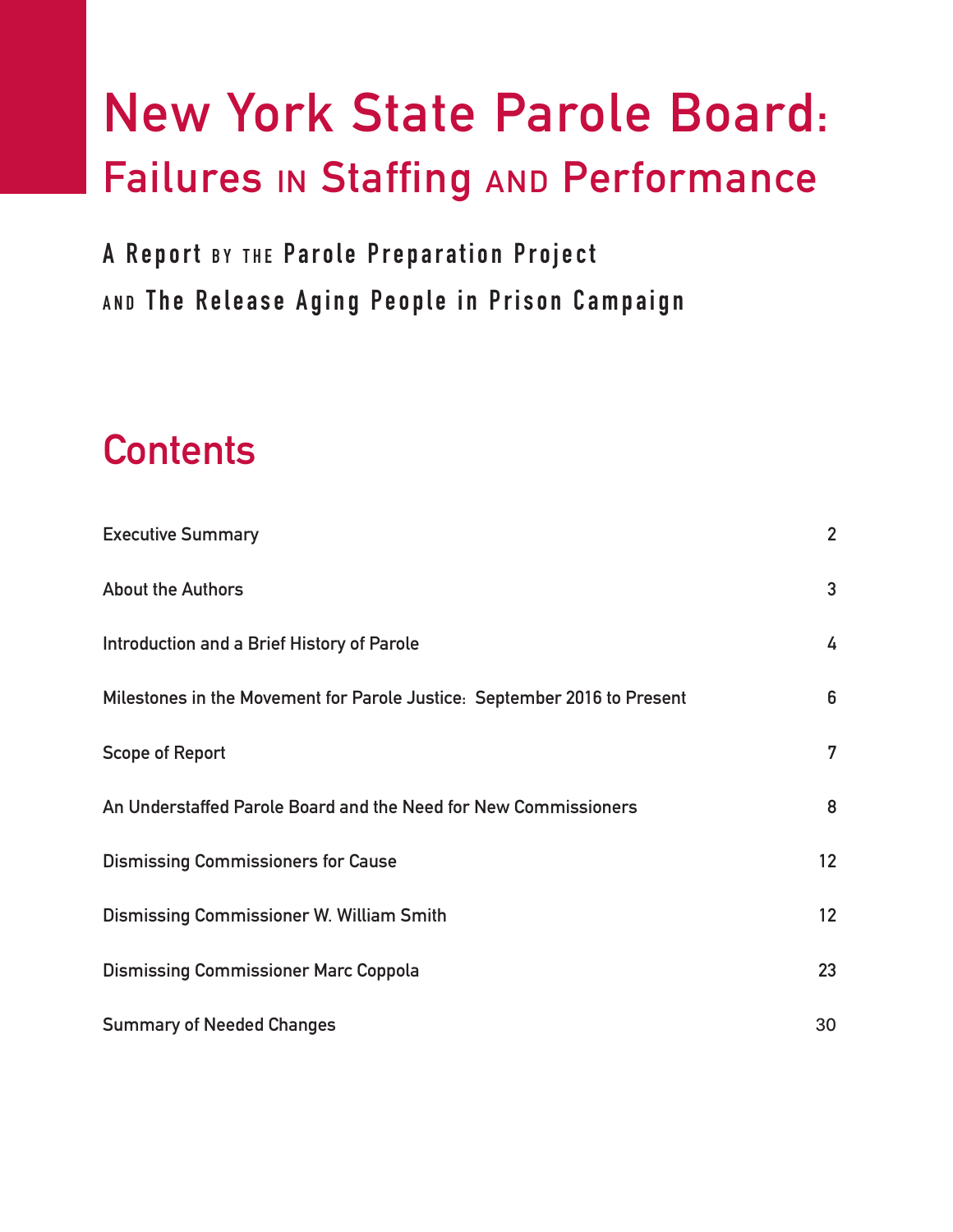# New York State Parole Board:
## Failures in Staffing and Performance

**A Report by the Parole Preparation Project**
**and The Release Aging People in Prison Campaign**

## Contents

| | |
|---|---|
| Executive Summary | 2 |
| About the Authors | 3 |
| Introduction and a Brief History of Parole | 4 |
| Milestones in the Movement for Parole Justice: September 2016 to Present | 6 |
| Scope of Report | 7 |
| An Understaffed Parole Board and the Need for New Commissioners | 8 |
| Dismissing Commissioners for Cause | 12 |
| Dismissing Commissioner W. William Smith | 12 |
| Dismissing Commissioner Marc Coppola | 23 |
| Summary of Needed Changes | 30 |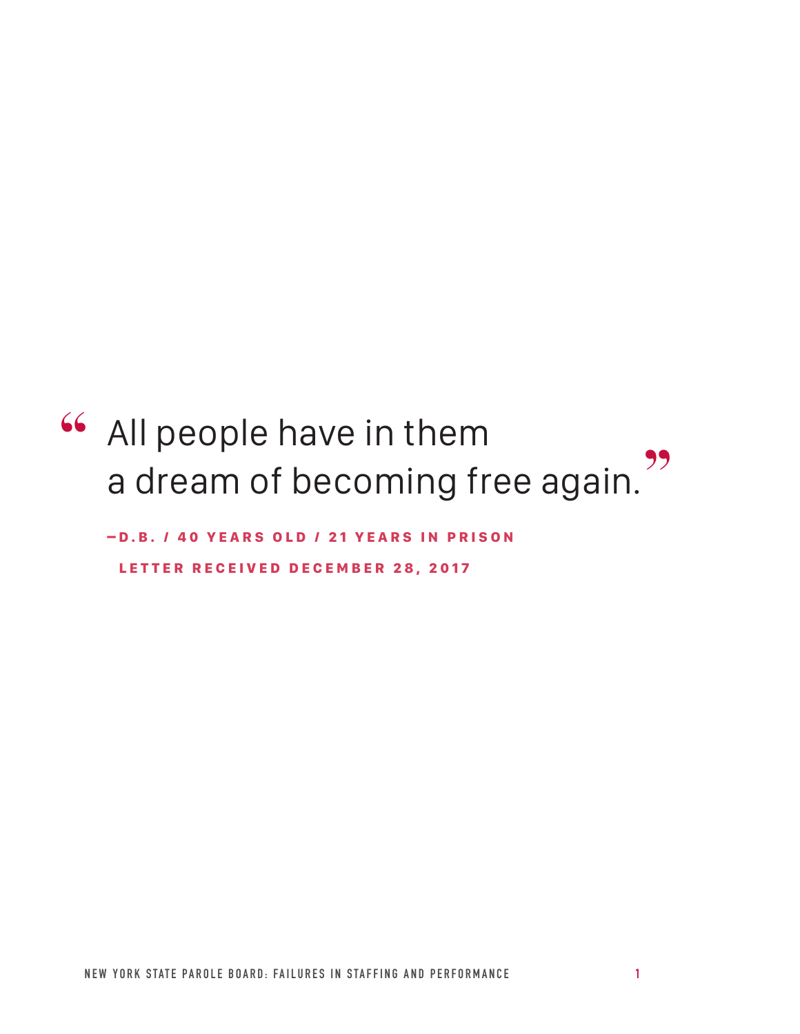> "All people have in them
> a dream of becoming free again."
>
> —D.B. / 40 YEARS OLD / 21 YEARS IN PRISON
> LETTER RECEIVED DECEMBER 28, 2017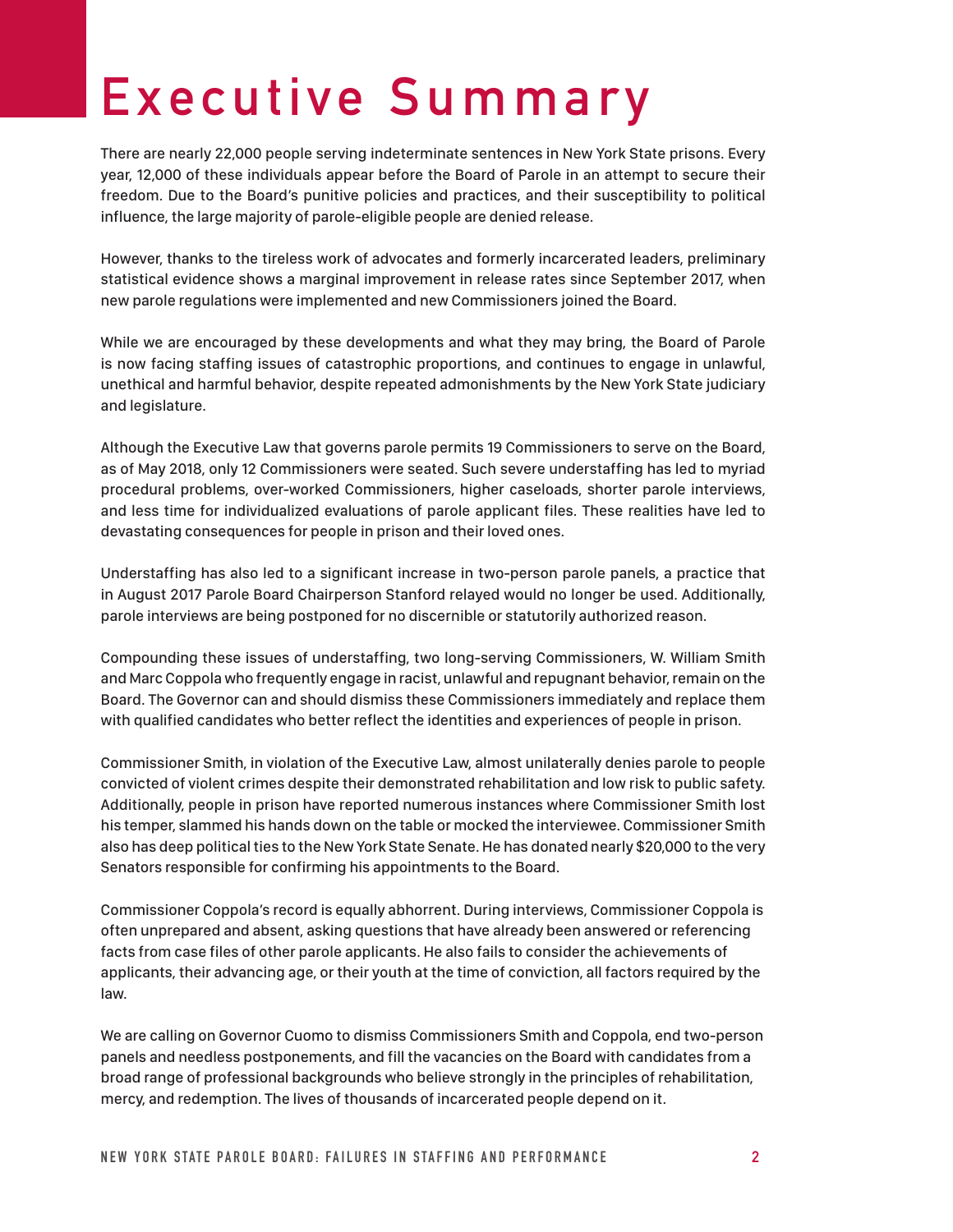# Executive Summary

There are nearly 22,000 people serving indeterminate sentences in New York State prisons. Every year, 12,000 of these individuals appear before the Board of Parole in an attempt to secure their freedom. Due to the Board's punitive policies and practices, and their susceptibility to political influence, the large majority of parole-eligible people are denied release.

However, thanks to the tireless work of advocates and formerly incarcerated leaders, preliminary statistical evidence shows a marginal improvement in release rates since September 2017, when new parole regulations were implemented and new Commissioners joined the Board.

While we are encouraged by these developments and what they may bring, the Board of Parole is now facing staffing issues of catastrophic proportions, and continues to engage in unlawful, unethical and harmful behavior, despite repeated admonishments by the New York State judiciary and legislature.

Although the Executive Law that governs parole permits 19 Commissioners to serve on the Board, as of May 2018, only 12 Commissioners were seated. Such severe understaffing has led to myriad procedural problems, over-worked Commissioners, higher caseloads, shorter parole interviews, and less time for individualized evaluations of parole applicant files. These realities have led to devastating consequences for people in prison and their loved ones.

Understaffing has also led to a significant increase in two-person parole panels, a practice that in August 2017 Parole Board Chairperson Stanford relayed would no longer be used. Additionally, parole interviews are being postponed for no discernible or statutorily authorized reason.

Compounding these issues of understaffing, two long-serving Commissioners, W. William Smith and Marc Coppola who frequently engage in racist, unlawful and repugnant behavior, remain on the Board. The Governor can and should dismiss these Commissioners immediately and replace them with qualified candidates who better reflect the identities and experiences of people in prison.

Commissioner Smith, in violation of the Executive Law, almost unilaterally denies parole to people convicted of violent crimes despite their demonstrated rehabilitation and low risk to public safety. Additionally, people in prison have reported numerous instances where Commissioner Smith lost his temper, slammed his hands down on the table or mocked the interviewee. Commissioner Smith also has deep political ties to the New York State Senate. He has donated nearly $20,000 to the very Senators responsible for confirming his appointments to the Board.

Commissioner Coppola's record is equally abhorrent. During interviews, Commissioner Coppola is often unprepared and absent, asking questions that have already been answered or referencing facts from case files of other parole applicants. He also fails to consider the achievements of applicants, their advancing age, or their youth at the time of conviction, all factors required by the law.

We are calling on Governor Cuomo to dismiss Commissioners Smith and Coppola, end two-person panels and needless postponements, and fill the vacancies on the Board with candidates from a broad range of professional backgrounds who believe strongly in the principles of rehabilitation, mercy, and redemption. The lives of thousands of incarcerated people depend on it.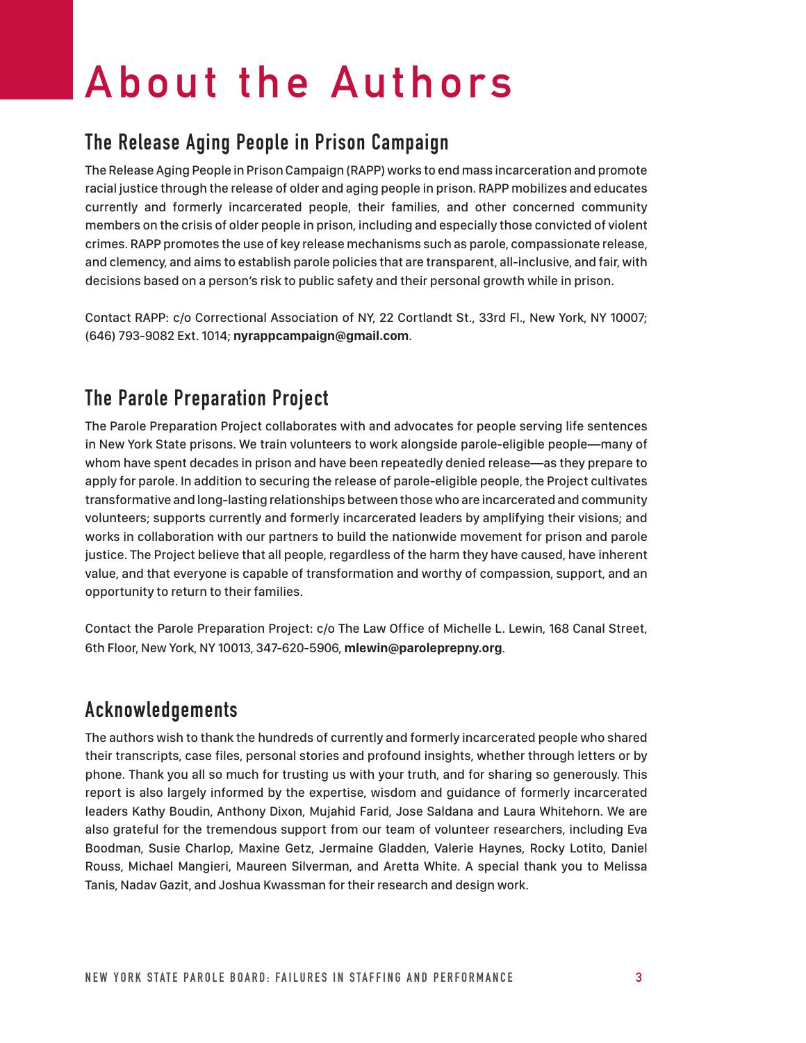# About the Authors

## The Release Aging People in Prison Campaign

The Release Aging People in Prison Campaign (RAPP) works to end mass incarceration and promote racial justice through the release of older and aging people in prison. RAPP mobilizes and educates currently and formerly incarcerated people, their families, and other concerned community members on the crisis of older people in prison, including and especially those convicted of violent crimes. RAPP promotes the use of key release mechanisms such as parole, compassionate release, and clemency, and aims to establish parole policies that are transparent, all-inclusive, and fair, with decisions based on a person's risk to public safety and their personal growth while in prison.

Contact RAPP: c/o Correctional Association of NY, 22 Cortlandt St., 33rd Fl., New York, NY 10007; (646) 793-9082 Ext. 1014; **nyrappcampaign@gmail.com**.

## The Parole Preparation Project

The Parole Preparation Project collaborates with and advocates for people serving life sentences in New York State prisons. We train volunteers to work alongside parole-eligible people—many of whom have spent decades in prison and have been repeatedly denied release—as they prepare to apply for parole. In addition to securing the release of parole-eligible people, the Project cultivates transformative and long-lasting relationships between those who are incarcerated and community volunteers; supports currently and formerly incarcerated leaders by amplifying their visions; and works in collaboration with our partners to build the nationwide movement for prison and parole justice. The Project believe that all people, regardless of the harm they have caused, have inherent value, and that everyone is capable of transformation and worthy of compassion, support, and an opportunity to return to their families.

Contact the Parole Preparation Project: c/o The Law Office of Michelle L. Lewin, 168 Canal Street, 6th Floor, New York, NY 10013, 347-620-5906, **mlewin@paroleprepny.org**.

## Acknowledgements

The authors wish to thank the hundreds of currently and formerly incarcerated people who shared their transcripts, case files, personal stories and profound insights, whether through letters or by phone. Thank you all so much for trusting us with your truth, and for sharing so generously. This report is also largely informed by the expertise, wisdom and guidance of formerly incarcerated leaders Kathy Boudin, Anthony Dixon, Mujahid Farid, Jose Saldana and Laura Whitehorn. We are also grateful for the tremendous support from our team of volunteer researchers, including Eva Boodman, Susie Charlop, Maxine Getz, Jermaine Gladden, Valerie Haynes, Rocky Lotito, Daniel Rouss, Michael Mangieri, Maureen Silverman, and Aretta White. A special thank you to Melissa Tanis, Nadav Gazit, and Joshua Kwassman for their research and design work.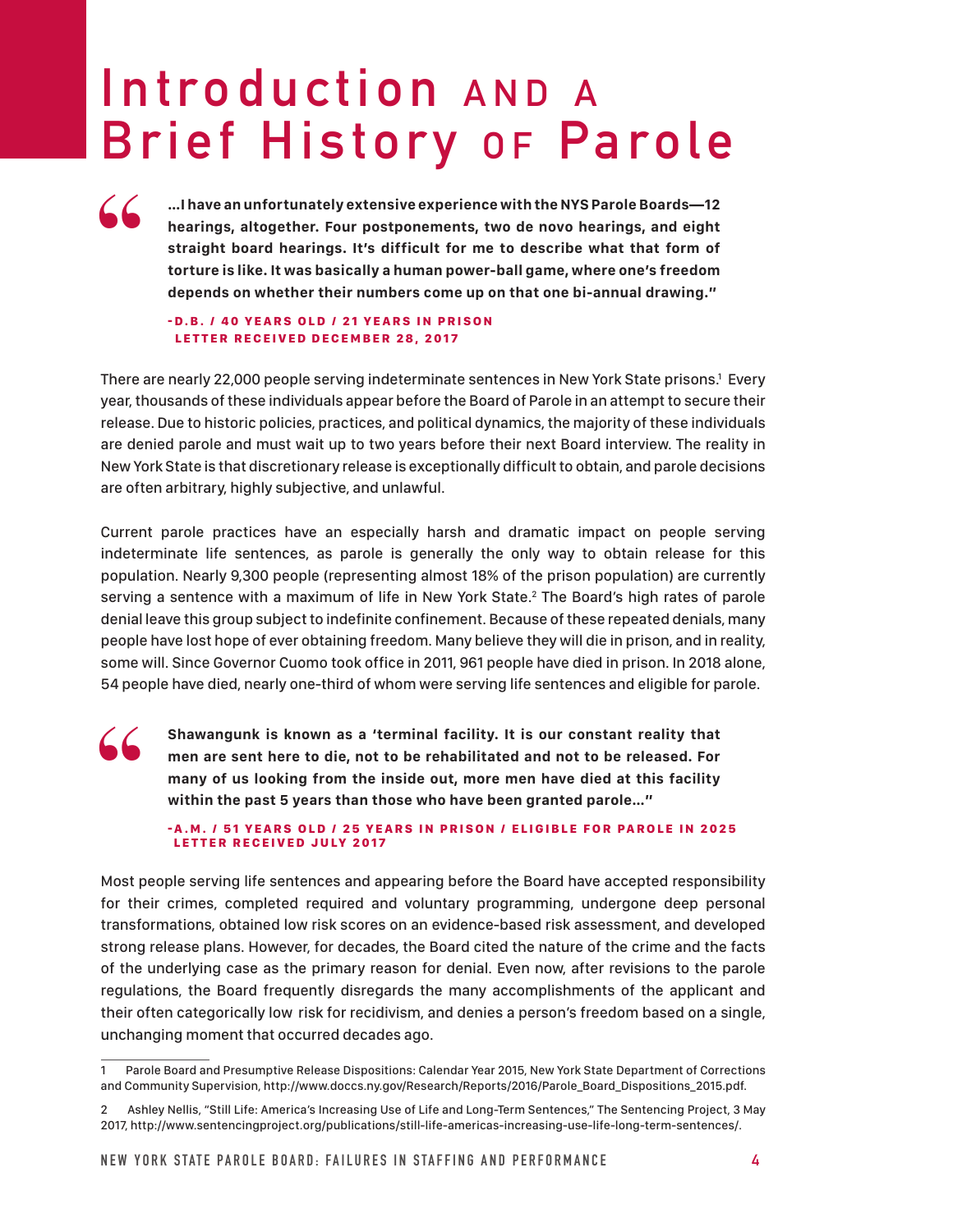# Introduction AND A Brief History OF Parole

> **…I have an unfortunately extensive experience with the NYS Parole Boards—12 hearings, altogether. Four postponements, two de novo hearings, and eight straight board hearings. It's difficult for me to describe what that form of torture is like. It was basically a human power-ball game, where one's freedom depends on whether their numbers come up on that one bi-annual drawing."**
>
> **-D.B. / 40 YEARS OLD / 21 YEARS IN PRISON**
> **LETTER RECEIVED DECEMBER 28, 2017**

There are nearly 22,000 people serving indeterminate sentences in New York State prisons.[1] Every year, thousands of these individuals appear before the Board of Parole in an attempt to secure their release. Due to historic policies, practices, and political dynamics, the majority of these individuals are denied parole and must wait up to two years before their next Board interview. The reality in New York State is that discretionary release is exceptionally difficult to obtain, and parole decisions are often arbitrary, highly subjective, and unlawful.

Current parole practices have an especially harsh and dramatic impact on people serving indeterminate life sentences, as parole is generally the only way to obtain release for this population. Nearly 9,300 people (representing almost 18% of the prison population) are currently serving a sentence with a maximum of life in New York State.[2] The Board's high rates of parole denial leave this group subject to indefinite confinement. Because of these repeated denials, many people have lost hope of ever obtaining freedom. Many believe they will die in prison, and in reality, some will. Since Governor Cuomo took office in 2011, 961 people have died in prison. In 2018 alone, 54 people have died, nearly one-third of whom were serving life sentences and eligible for parole.

> **Shawangunk is known as a 'terminal facility. It is our constant reality that men are sent here to die, not to be rehabilitated and not to be released. For many of us looking from the inside out, more men have died at this facility within the past 5 years than those who have been granted parole…"**
>
> **-A.M. / 51 YEARS OLD / 25 YEARS IN PRISON / ELIGIBLE FOR PAROLE IN 2025**
> **LETTER RECEIVED JULY 2017**

Most people serving life sentences and appearing before the Board have accepted responsibility for their crimes, completed required and voluntary programming, undergone deep personal transformations, obtained low risk scores on an evidence-based risk assessment, and developed strong release plans. However, for decades, the Board cited the nature of the crime and the facts of the underlying case as the primary reason for denial. Even now, after revisions to the parole regulations, the Board frequently disregards the many accomplishments of the applicant and their often categorically low risk for recidivism, and denies a person's freedom based on a single, unchanging moment that occurred decades ago.

---

1 Parole Board and Presumptive Release Dispositions: Calendar Year 2015, New York State Department of Corrections and Community Supervision, http://www.doccs.ny.gov/Research/Reports/2016/Parole_Board_Dispositions_2015.pdf.

2 Ashley Nellis, "Still Life: America's Increasing Use of Life and Long-Term Sentences," The Sentencing Project, 3 May 2017, http://www.sentencingproject.org/publications/still-life-americas-increasing-use-life-long-term-sentences/.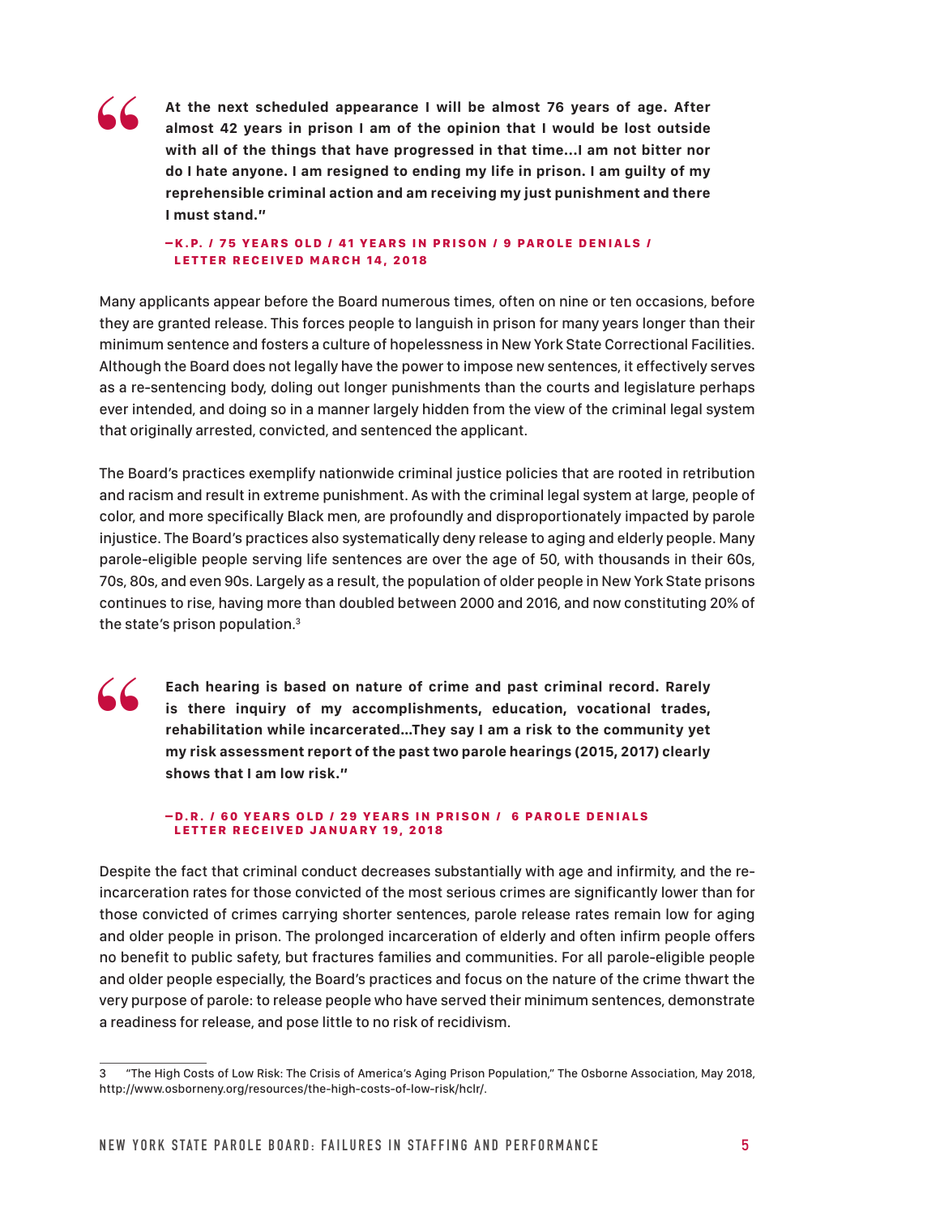> **At the next scheduled appearance I will be almost 76 years of age. After almost 42 years in prison I am of the opinion that I would be lost outside with all of the things that have progressed in that time...I am not bitter nor do I hate anyone. I am resigned to ending my life in prison. I am guilty of my reprehensible criminal action and am receiving my just punishment and there I must stand."**
>
> **—K.P. / 75 YEARS OLD / 41 YEARS IN PRISON / 9 PAROLE DENIALS / LETTER RECEIVED MARCH 14, 2018**

Many applicants appear before the Board numerous times, often on nine or ten occasions, before they are granted release. This forces people to languish in prison for many years longer than their minimum sentence and fosters a culture of hopelessness in New York State Correctional Facilities. Although the Board does not legally have the power to impose new sentences, it effectively serves as a re-sentencing body, doling out longer punishments than the courts and legislature perhaps ever intended, and doing so in a manner largely hidden from the view of the criminal legal system that originally arrested, convicted, and sentenced the applicant.

The Board's practices exemplify nationwide criminal justice policies that are rooted in retribution and racism and result in extreme punishment. As with the criminal legal system at large, people of color, and more specifically Black men, are profoundly and disproportionately impacted by parole injustice. The Board's practices also systematically deny release to aging and elderly people. Many parole-eligible people serving life sentences are over the age of 50, with thousands in their 60s, 70s, 80s, and even 90s. Largely as a result, the population of older people in New York State prisons continues to rise, having more than doubled between 2000 and 2016, and now constituting 20% of the state's prison population.[3]

> **Each hearing is based on nature of crime and past criminal record. Rarely is there inquiry of my accomplishments, education, vocational trades, rehabilitation while incarcerated...They say I am a risk to the community yet my risk assessment report of the past two parole hearings (2015, 2017) clearly shows that I am low risk."**
>
> **—D.R. / 60 YEARS OLD / 29 YEARS IN PRISON / 6 PAROLE DENIALS LETTER RECEIVED JANUARY 19, 2018**

Despite the fact that criminal conduct decreases substantially with age and infirmity, and the re-incarceration rates for those convicted of the most serious crimes are significantly lower than for those convicted of crimes carrying shorter sentences, parole release rates remain low for aging and older people in prison. The prolonged incarceration of elderly and often infirm people offers no benefit to public safety, but fractures families and communities. For all parole-eligible people and older people especially, the Board's practices and focus on the nature of the crime thwart the very purpose of parole: to release people who have served their minimum sentences, demonstrate a readiness for release, and pose little to no risk of recidivism.

---

3 "The High Costs of Low Risk: The Crisis of America's Aging Prison Population," The Osborne Association, May 2018, http://www.osborneny.org/resources/the-high-costs-of-low-risk/hclr/.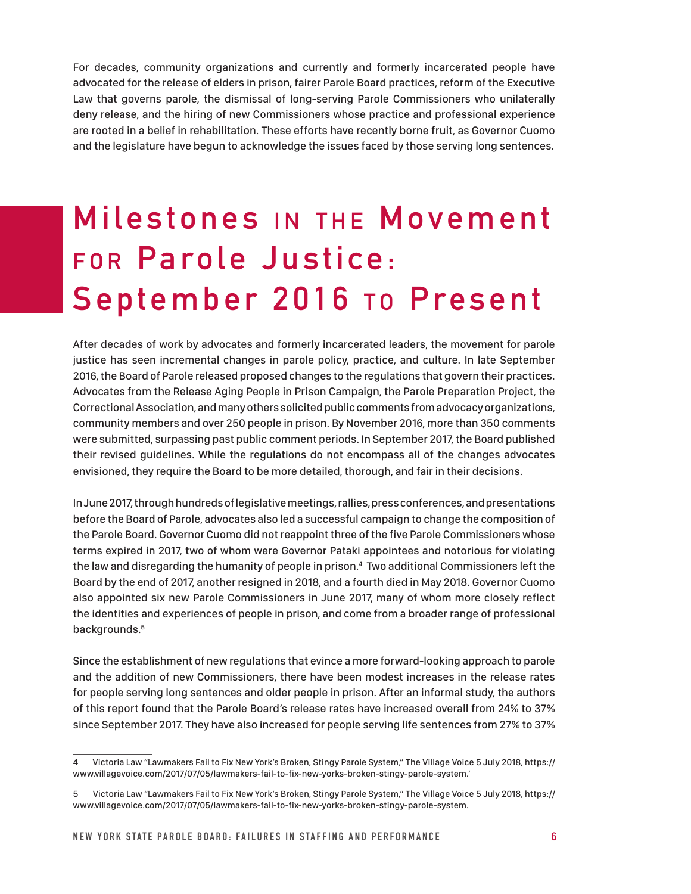For decades, community organizations and currently and formerly incarcerated people have advocated for the release of elders in prison, fairer Parole Board practices, reform of the Executive Law that governs parole, the dismissal of long-serving Parole Commissioners who unilaterally deny release, and the hiring of new Commissioners whose practice and professional experience are rooted in a belief in rehabilitation. These efforts have recently borne fruit, as Governor Cuomo and the legislature have begun to acknowledge the issues faced by those serving long sentences.

# Milestones in the Movement for Parole Justice: September 2016 to Present

After decades of work by advocates and formerly incarcerated leaders, the movement for parole justice has seen incremental changes in parole policy, practice, and culture. In late September 2016, the Board of Parole released proposed changes to the regulations that govern their practices. Advocates from the Release Aging People in Prison Campaign, the Parole Preparation Project, the Correctional Association, and many others solicited public comments from advocacy organizations, community members and over 250 people in prison. By November 2016, more than 350 comments were submitted, surpassing past public comment periods. In September 2017, the Board published their revised guidelines. While the regulations do not encompass all of the changes advocates envisioned, they require the Board to be more detailed, thorough, and fair in their decisions.

In June 2017, through hundreds of legislative meetings, rallies, press conferences, and presentations before the Board of Parole, advocates also led a successful campaign to change the composition of the Parole Board. Governor Cuomo did not reappoint three of the five Parole Commissioners whose terms expired in 2017, two of whom were Governor Pataki appointees and notorious for violating the law and disregarding the humanity of people in prison.[4] Two additional Commissioners left the Board by the end of 2017, another resigned in 2018, and a fourth died in May 2018. Governor Cuomo also appointed six new Parole Commissioners in June 2017, many of whom more closely reflect the identities and experiences of people in prison, and come from a broader range of professional backgrounds.[5]

Since the establishment of new regulations that evince a more forward-looking approach to parole and the addition of new Commissioners, there have been modest increases in the release rates for people serving long sentences and older people in prison. After an informal study, the authors of this report found that the Parole Board's release rates have increased overall from 24% to 37% since September 2017. They have also increased for people serving life sentences from 27% to 37%

---

4 Victoria Law "Lawmakers Fail to Fix New York's Broken, Stingy Parole System," The Village Voice 5 July 2018, https://www.villagevoice.com/2017/07/05/lawmakers-fail-to-fix-new-yorks-broken-stingy-parole-system.'

5 Victoria Law "Lawmakers Fail to Fix New York's Broken, Stingy Parole System," The Village Voice 5 July 2018, https://www.villagevoice.com/2017/07/05/lawmakers-fail-to-fix-new-yorks-broken-stingy-parole-system.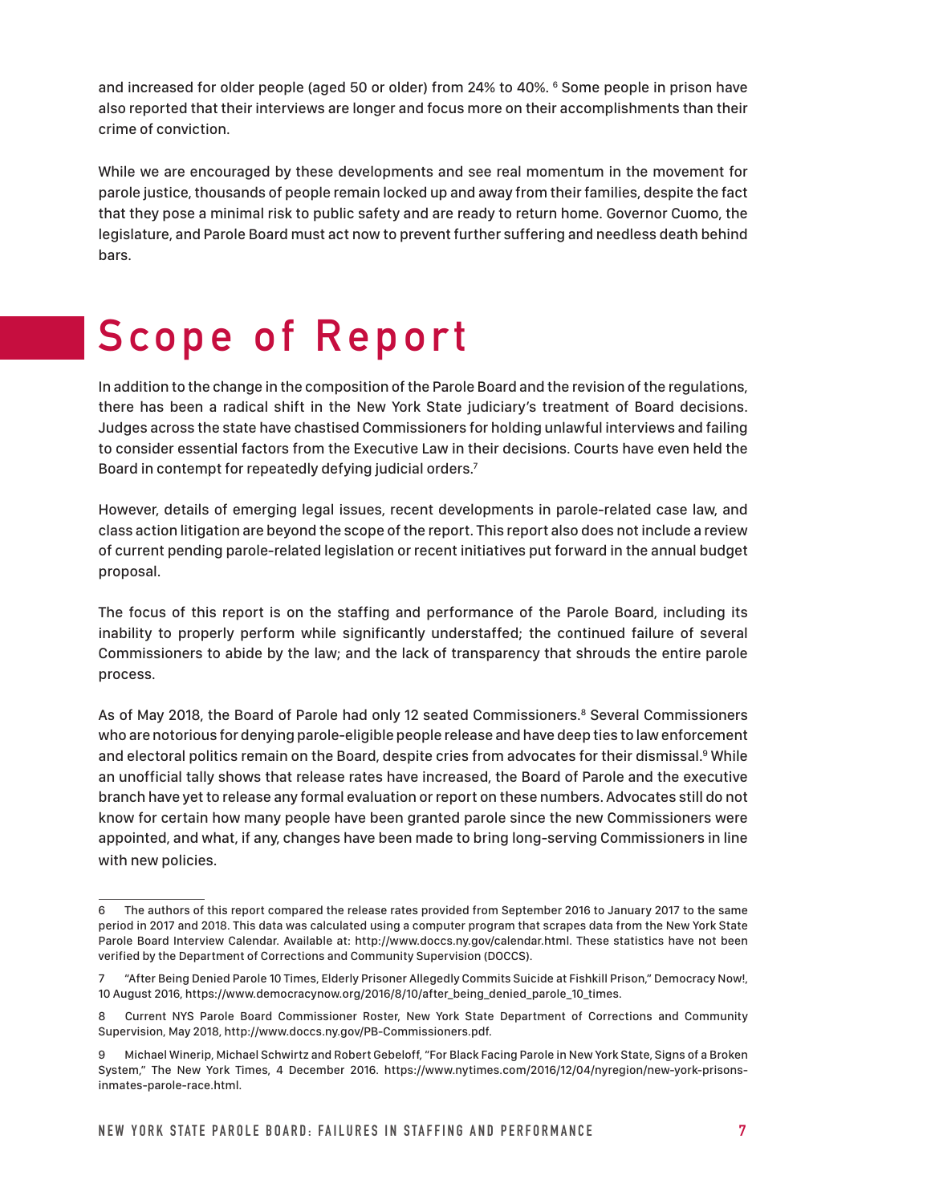and increased for older people (aged 50 or older) from 24% to 40%. [6] Some people in prison have also reported that their interviews are longer and focus more on their accomplishments than their crime of conviction.

While we are encouraged by these developments and see real momentum in the movement for parole justice, thousands of people remain locked up and away from their families, despite the fact that they pose a minimal risk to public safety and are ready to return home. Governor Cuomo, the legislature, and Parole Board must act now to prevent further suffering and needless death behind bars.

# Scope of Report

In addition to the change in the composition of the Parole Board and the revision of the regulations, there has been a radical shift in the New York State judiciary's treatment of Board decisions. Judges across the state have chastised Commissioners for holding unlawful interviews and failing to consider essential factors from the Executive Law in their decisions. Courts have even held the Board in contempt for repeatedly defying judicial orders.[7]

However, details of emerging legal issues, recent developments in parole-related case law, and class action litigation are beyond the scope of the report. This report also does not include a review of current pending parole-related legislation or recent initiatives put forward in the annual budget proposal.

The focus of this report is on the staffing and performance of the Parole Board, including its inability to properly perform while significantly understaffed; the continued failure of several Commissioners to abide by the law; and the lack of transparency that shrouds the entire parole process.

As of May 2018, the Board of Parole had only 12 seated Commissioners.[8] Several Commissioners who are notorious for denying parole-eligible people release and have deep ties to law enforcement and electoral politics remain on the Board, despite cries from advocates for their dismissal.[9] While an unofficial tally shows that release rates have increased, the Board of Parole and the executive branch have yet to release any formal evaluation or report on these numbers. Advocates still do not know for certain how many people have been granted parole since the new Commissioners were appointed, and what, if any, changes have been made to bring long-serving Commissioners in line with new policies.

---

6 The authors of this report compared the release rates provided from September 2016 to January 2017 to the same period in 2017 and 2018. This data was calculated using a computer program that scrapes data from the New York State Parole Board Interview Calendar. Available at: http://www.doccs.ny.gov/calendar.html. These statistics have not been verified by the Department of Corrections and Community Supervision (DOCCS).

7 "After Being Denied Parole 10 Times, Elderly Prisoner Allegedly Commits Suicide at Fishkill Prison," Democracy Now!, 10 August 2016, https://www.democracynow.org/2016/8/10/after_being_denied_parole_10_times.

8 Current NYS Parole Board Commissioner Roster, New York State Department of Corrections and Community Supervision, May 2018, http://www.doccs.ny.gov/PB-Commissioners.pdf.

9 Michael Winerip, Michael Schwirtz and Robert Gebeloff, "For Black Facing Parole in New York State, Signs of a Broken System," The New York Times, 4 December 2016. https://www.nytimes.com/2016/12/04/nyregion/new-york-prisons-inmates-parole-race.html.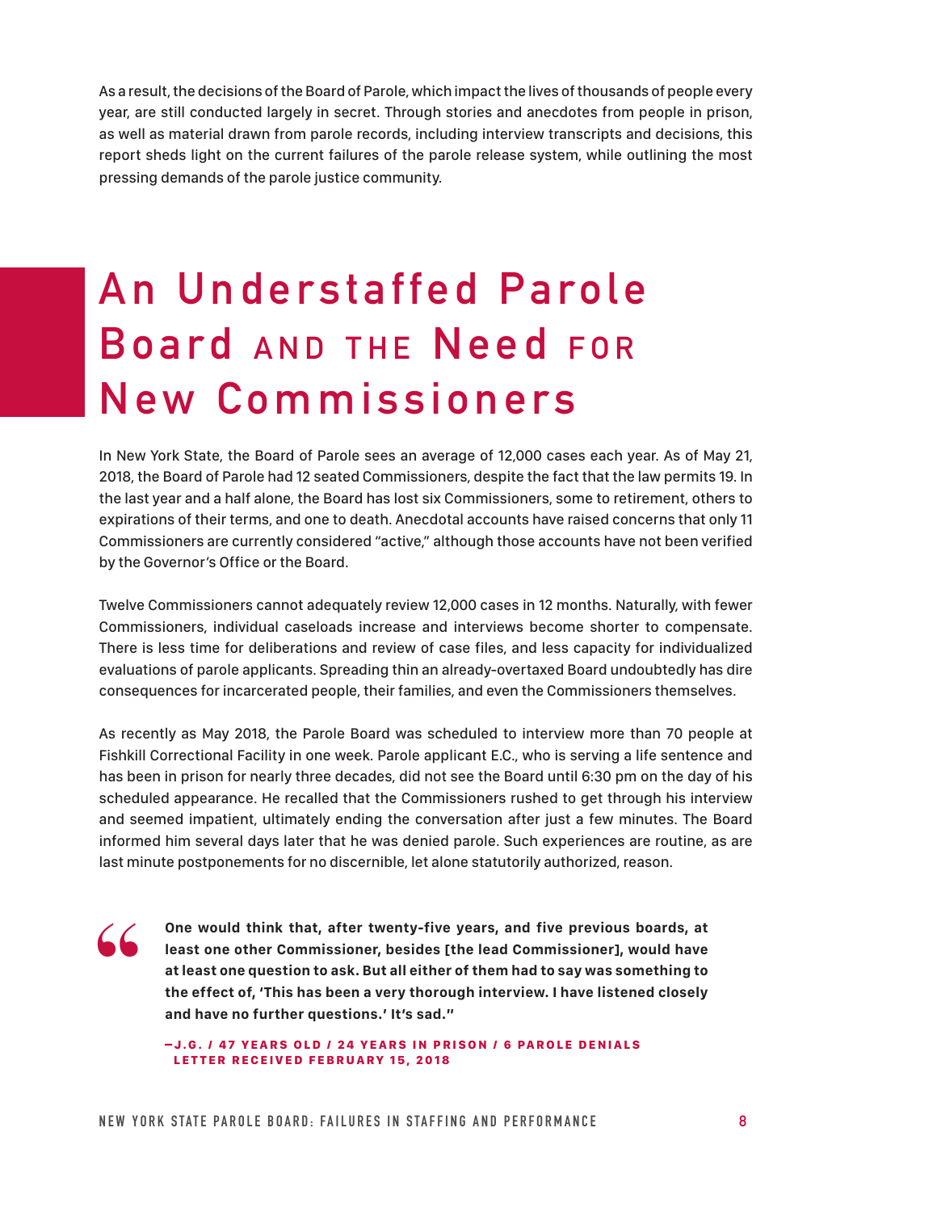As a result, the decisions of the Board of Parole, which impact the lives of thousands of people every year, are still conducted largely in secret. Through stories and anecdotes from people in prison, as well as material drawn from parole records, including interview transcripts and decisions, this report sheds light on the current failures of the parole release system, while outlining the most pressing demands of the parole justice community.

# An Understaffed Parole Board and the Need for New Commissioners

In New York State, the Board of Parole sees an average of 12,000 cases each year. As of May 21, 2018, the Board of Parole had 12 seated Commissioners, despite the fact that the law permits 19. In the last year and a half alone, the Board has lost six Commissioners, some to retirement, others to expirations of their terms, and one to death. Anecdotal accounts have raised concerns that only 11 Commissioners are currently considered "active," although those accounts have not been verified by the Governor's Office or the Board.

Twelve Commissioners cannot adequately review 12,000 cases in 12 months. Naturally, with fewer Commissioners, individual caseloads increase and interviews become shorter to compensate. There is less time for deliberations and review of case files, and less capacity for individualized evaluations of parole applicants. Spreading thin an already-overtaxed Board undoubtedly has dire consequences for incarcerated people, their families, and even the Commissioners themselves.

As recently as May 2018, the Parole Board was scheduled to interview more than 70 people at Fishkill Correctional Facility in one week. Parole applicant E.C., who is serving a life sentence and has been in prison for nearly three decades, did not see the Board until 6:30 pm on the day of his scheduled appearance. He recalled that the Commissioners rushed to get through his interview and seemed impatient, ultimately ending the conversation after just a few minutes. The Board informed him several days later that he was denied parole. Such experiences are routine, as are last minute postponements for no discernible, let alone statutorily authorized, reason.

> **"One would think that, after twenty-five years, and five previous boards, at least one other Commissioner, besides [the lead Commissioner], would have at least one question to ask. But all either of them had to say was something to the effect of, 'This has been a very thorough interview. I have listened closely and have no further questions.' It's sad."**
>
> —J.G. / 47 YEARS OLD / 24 YEARS IN PRISON / 6 PAROLE DENIALS
> LETTER RECEIVED FEBRUARY 15, 2018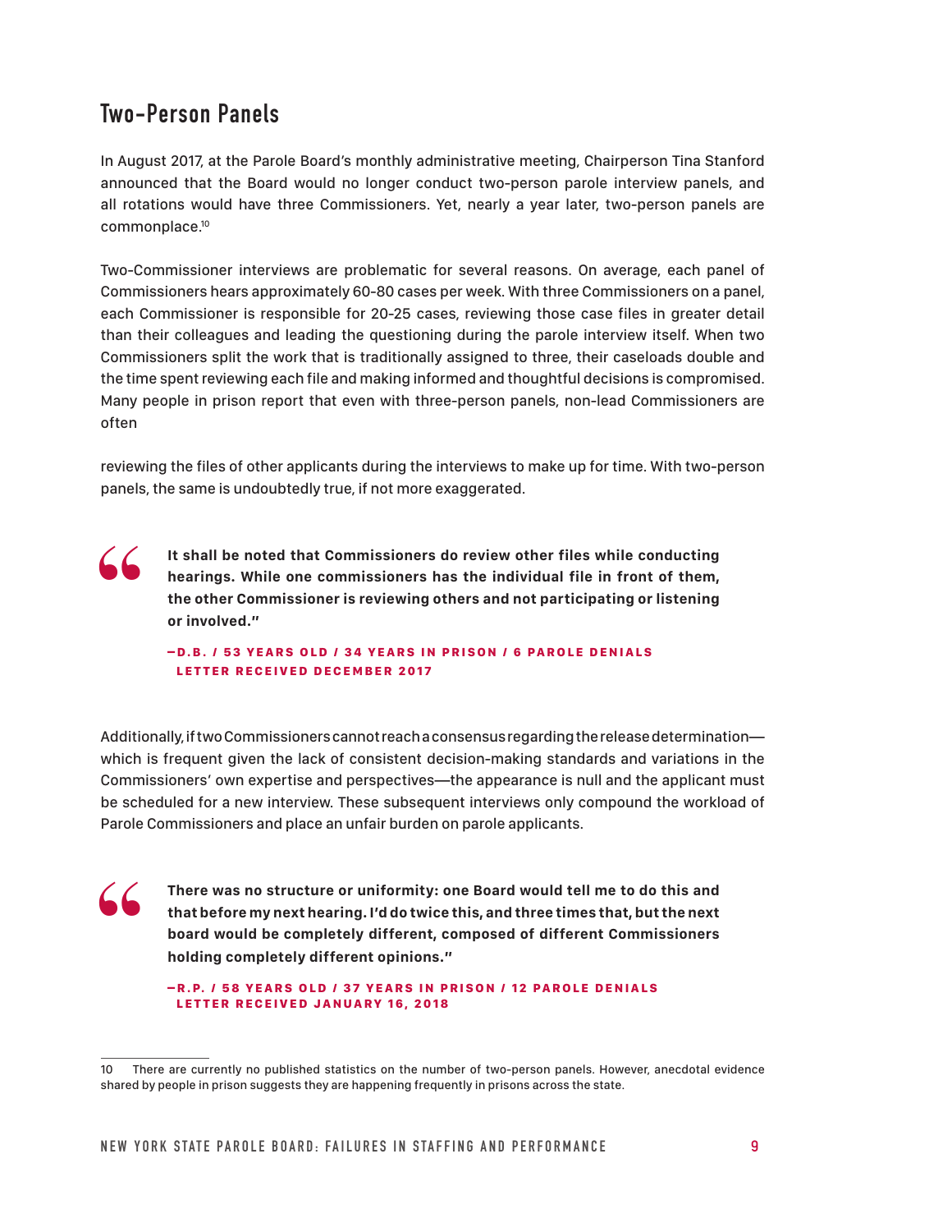## Two-Person Panels

In August 2017, at the Parole Board's monthly administrative meeting, Chairperson Tina Stanford announced that the Board would no longer conduct two-person parole interview panels, and all rotations would have three Commissioners. Yet, nearly a year later, two-person panels are commonplace.[10]

Two-Commissioner interviews are problematic for several reasons. On average, each panel of Commissioners hears approximately 60-80 cases per week. With three Commissioners on a panel, each Commissioner is responsible for 20-25 cases, reviewing those case files in greater detail than their colleagues and leading the questioning during the parole interview itself. When two Commissioners split the work that is traditionally assigned to three, their caseloads double and the time spent reviewing each file and making informed and thoughtful decisions is compromised. Many people in prison report that even with three-person panels, non-lead Commissioners are often reviewing the files of other applicants during the interviews to make up for time. With two-person panels, the same is undoubtedly true, if not more exaggerated.

> **It shall be noted that Commissioners do review other files while conducting hearings. While one commissioners has the individual file in front of them, the other Commissioner is reviewing others and not participating or listening or involved."**
>
> **—D.B. / 53 YEARS OLD / 34 YEARS IN PRISON / 6 PAROLE DENIALS**
> **LETTER RECEIVED DECEMBER 2017**

Additionally, if two Commissioners cannot reach a consensus regarding the release determination—which is frequent given the lack of consistent decision-making standards and variations in the Commissioners' own expertise and perspectives—the appearance is null and the applicant must be scheduled for a new interview. These subsequent interviews only compound the workload of Parole Commissioners and place an unfair burden on parole applicants.

> **There was no structure or uniformity: one Board would tell me to do this and that before my next hearing. I'd do twice this, and three times that, but the next board would be completely different, composed of different Commissioners holding completely different opinions."**
>
> **—R.P. / 58 YEARS OLD / 37 YEARS IN PRISON / 12 PAROLE DENIALS**
> **LETTER RECEIVED JANUARY 16, 2018**

---

10 There are currently no published statistics on the number of two-person panels. However, anecdotal evidence shared by people in prison suggests they are happening frequently in prisons across the state.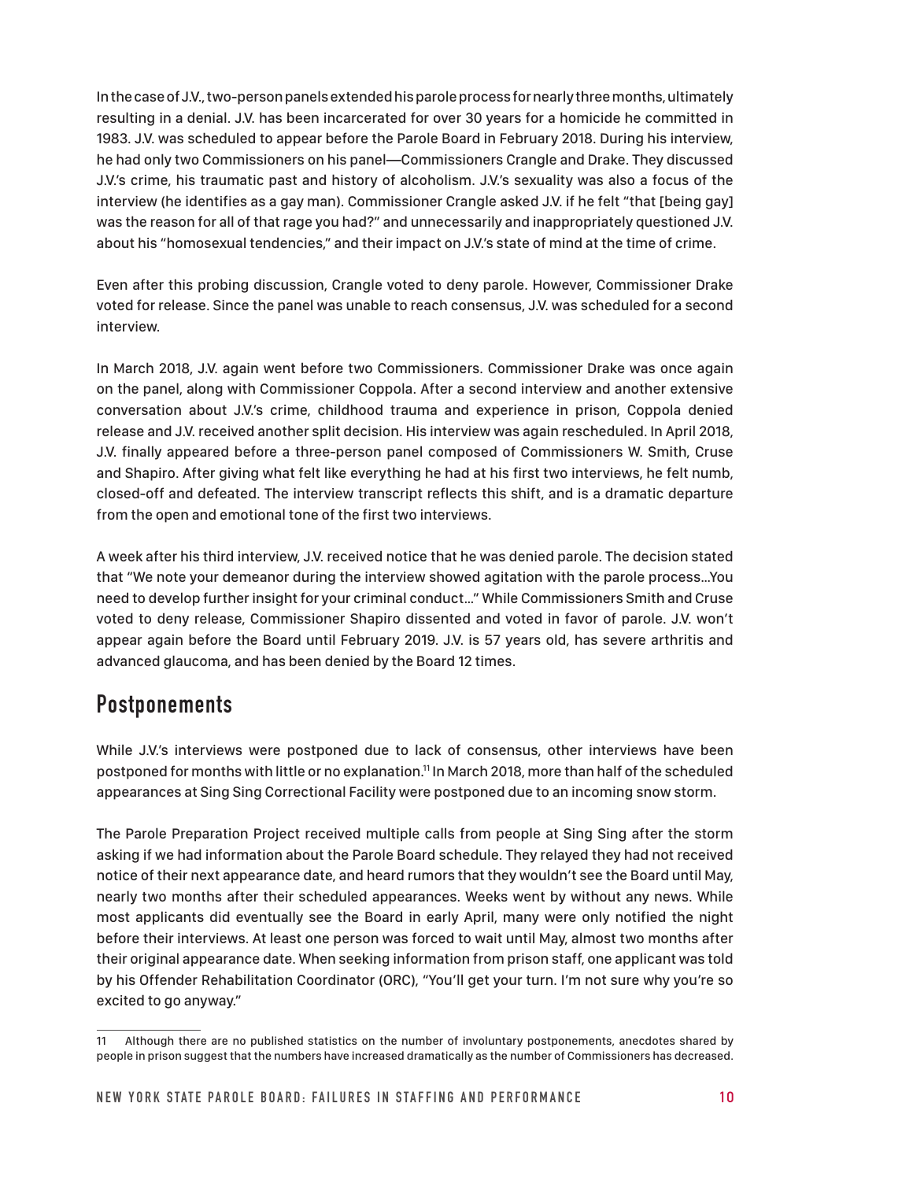In the case of J.V., two-person panels extended his parole process for nearly three months, ultimately resulting in a denial. J.V. has been incarcerated for over 30 years for a homicide he committed in 1983. J.V. was scheduled to appear before the Parole Board in February 2018. During his interview, he had only two Commissioners on his panel—Commissioners Crangle and Drake. They discussed J.V.'s crime, his traumatic past and history of alcoholism. J.V.'s sexuality was also a focus of the interview (he identifies as a gay man). Commissioner Crangle asked J.V. if he felt "that [being gay] was the reason for all of that rage you had?" and unnecessarily and inappropriately questioned J.V. about his "homosexual tendencies," and their impact on J.V.'s state of mind at the time of crime.

Even after this probing discussion, Crangle voted to deny parole. However, Commissioner Drake voted for release. Since the panel was unable to reach consensus, J.V. was scheduled for a second interview.

In March 2018, J.V. again went before two Commissioners. Commissioner Drake was once again on the panel, along with Commissioner Coppola. After a second interview and another extensive conversation about J.V.'s crime, childhood trauma and experience in prison, Coppola denied release and J.V. received another split decision. His interview was again rescheduled. In April 2018, J.V. finally appeared before a three-person panel composed of Commissioners W. Smith, Cruse and Shapiro. After giving what felt like everything he had at his first two interviews, he felt numb, closed-off and defeated. The interview transcript reflects this shift, and is a dramatic departure from the open and emotional tone of the first two interviews.

A week after his third interview, J.V. received notice that he was denied parole. The decision stated that "We note your demeanor during the interview showed agitation with the parole process...You need to develop further insight for your criminal conduct..." While Commissioners Smith and Cruse voted to deny release, Commissioner Shapiro dissented and voted in favor of parole. J.V. won't appear again before the Board until February 2019. J.V. is 57 years old, has severe arthritis and advanced glaucoma, and has been denied by the Board 12 times.

## Postponements

While J.V.'s interviews were postponed due to lack of consensus, other interviews have been postponed for months with little or no explanation.[11] In March 2018, more than half of the scheduled appearances at Sing Sing Correctional Facility were postponed due to an incoming snow storm.

The Parole Preparation Project received multiple calls from people at Sing Sing after the storm asking if we had information about the Parole Board schedule. They relayed they had not received notice of their next appearance date, and heard rumors that they wouldn't see the Board until May, nearly two months after their scheduled appearances. Weeks went by without any news. While most applicants did eventually see the Board in early April, many were only notified the night before their interviews. At least one person was forced to wait until May, almost two months after their original appearance date. When seeking information from prison staff, one applicant was told by his Offender Rehabilitation Coordinator (ORC), "You'll get your turn. I'm not sure why you're so excited to go anyway."

---

11 Although there are no published statistics on the number of involuntary postponements, anecdotes shared by people in prison suggest that the numbers have increased dramatically as the number of Commissioners has decreased.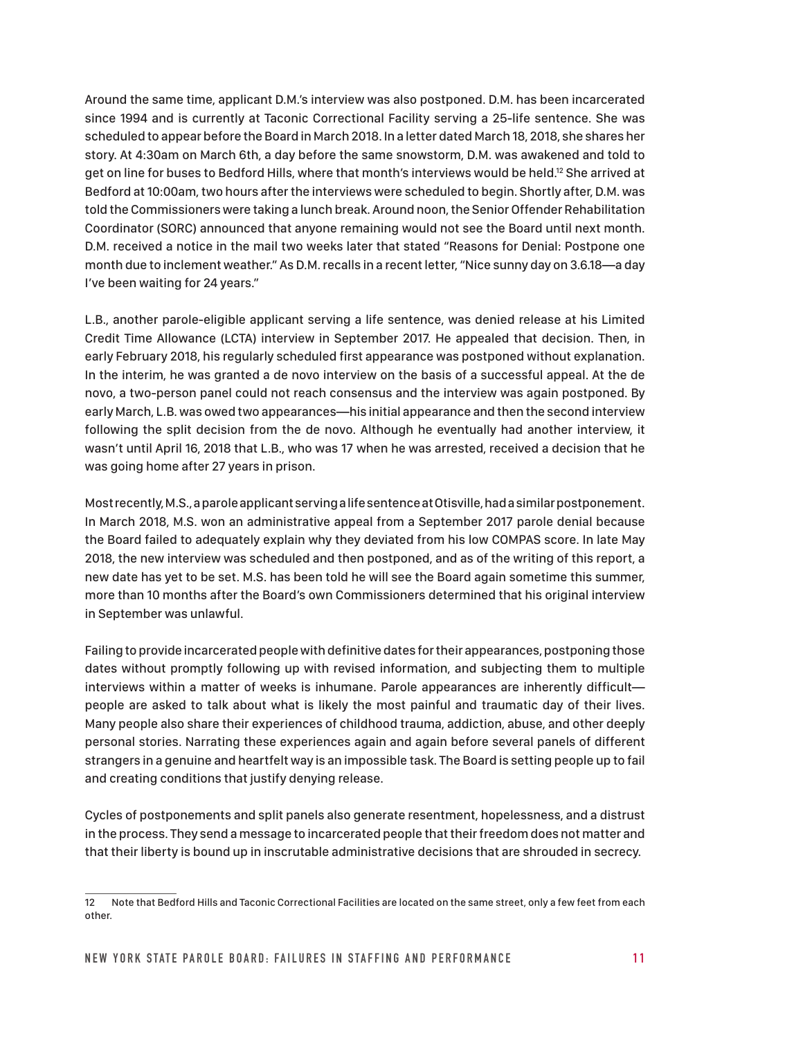Around the same time, applicant D.M.'s interview was also postponed. D.M. has been incarcerated since 1994 and is currently at Taconic Correctional Facility serving a 25-life sentence. She was scheduled to appear before the Board in March 2018. In a letter dated March 18, 2018, she shares her story. At 4:30am on March 6th, a day before the same snowstorm, D.M. was awakened and told to get on line for buses to Bedford Hills, where that month's interviews would be held.[12] She arrived at Bedford at 10:00am, two hours after the interviews were scheduled to begin. Shortly after, D.M. was told the Commissioners were taking a lunch break. Around noon, the Senior Offender Rehabilitation Coordinator (SORC) announced that anyone remaining would not see the Board until next month. D.M. received a notice in the mail two weeks later that stated "Reasons for Denial: Postpone one month due to inclement weather." As D.M. recalls in a recent letter, "Nice sunny day on 3.6.18—a day I've been waiting for 24 years."

L.B., another parole-eligible applicant serving a life sentence, was denied release at his Limited Credit Time Allowance (LCTA) interview in September 2017. He appealed that decision. Then, in early February 2018, his regularly scheduled first appearance was postponed without explanation. In the interim, he was granted a de novo interview on the basis of a successful appeal. At the de novo, a two-person panel could not reach consensus and the interview was again postponed. By early March, L.B. was owed two appearances—his initial appearance and then the second interview following the split decision from the de novo. Although he eventually had another interview, it wasn't until April 16, 2018 that L.B., who was 17 when he was arrested, received a decision that he was going home after 27 years in prison.

Most recently, M.S., a parole applicant serving a life sentence at Otisville, had a similar postponement. In March 2018, M.S. won an administrative appeal from a September 2017 parole denial because the Board failed to adequately explain why they deviated from his low COMPAS score. In late May 2018, the new interview was scheduled and then postponed, and as of the writing of this report, a new date has yet to be set. M.S. has been told he will see the Board again sometime this summer, more than 10 months after the Board's own Commissioners determined that his original interview in September was unlawful.

Failing to provide incarcerated people with definitive dates for their appearances, postponing those dates without promptly following up with revised information, and subjecting them to multiple interviews within a matter of weeks is inhumane. Parole appearances are inherently difficult—people are asked to talk about what is likely the most painful and traumatic day of their lives. Many people also share their experiences of childhood trauma, addiction, abuse, and other deeply personal stories. Narrating these experiences again and again before several panels of different strangers in a genuine and heartfelt way is an impossible task. The Board is setting people up to fail and creating conditions that justify denying release.

Cycles of postponements and split panels also generate resentment, hopelessness, and a distrust in the process. They send a message to incarcerated people that their freedom does not matter and that their liberty is bound up in inscrutable administrative decisions that are shrouded in secrecy.

---

12 Note that Bedford Hills and Taconic Correctional Facilities are located on the same street, only a few feet from each other.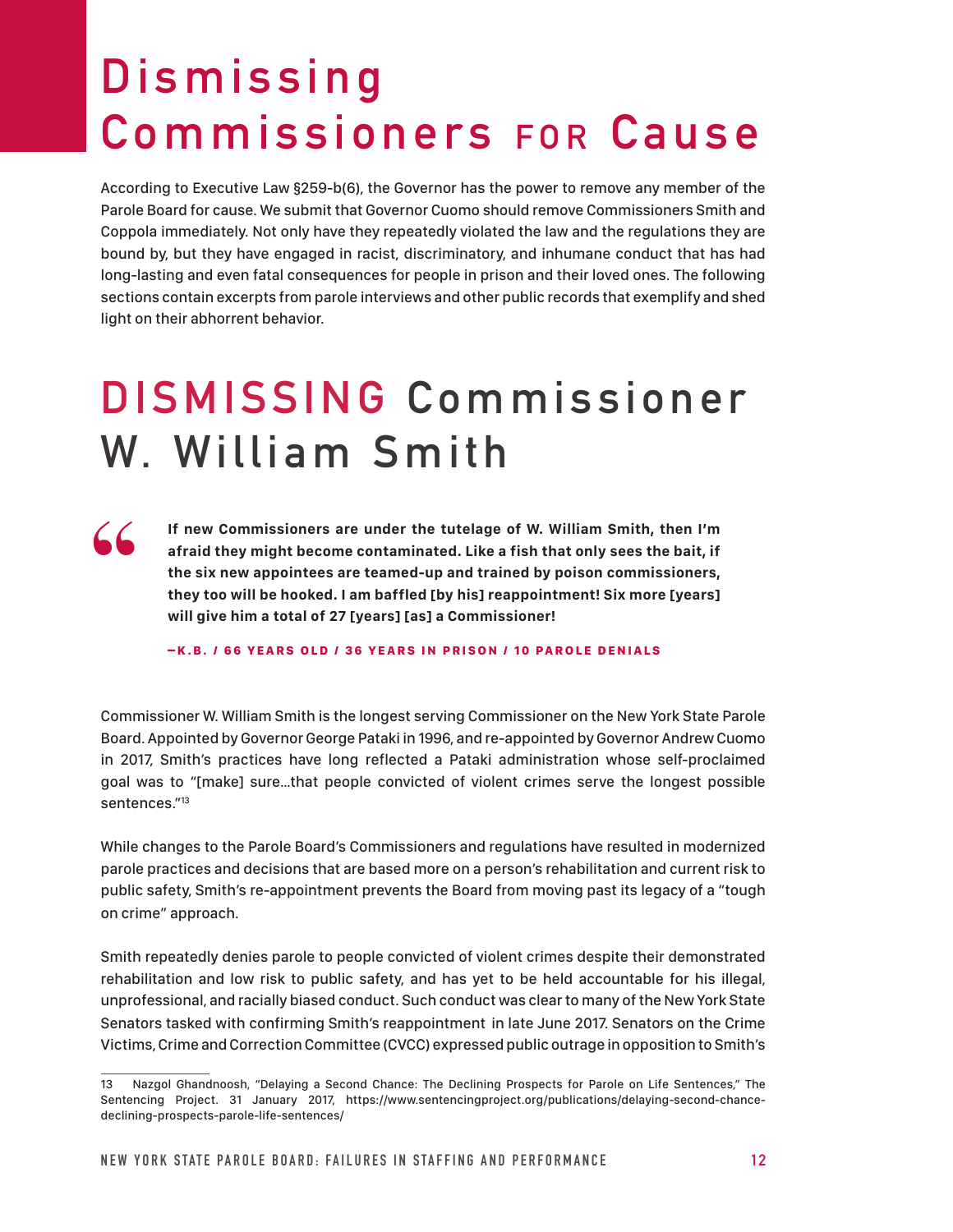# Dismissing Commissioners FOR Cause

According to Executive Law §259-b(6), the Governor has the power to remove any member of the Parole Board for cause. We submit that Governor Cuomo should remove Commissioners Smith and Coppola immediately. Not only have they repeatedly violated the law and the regulations they are bound by, but they have engaged in racist, discriminatory, and inhumane conduct that has had long-lasting and even fatal consequences for people in prison and their loved ones. The following sections contain excerpts from parole interviews and other public records that exemplify and shed light on their abhorrent behavior.

## DISMISSING Commissioner W. William Smith

> **If new Commissioners are under the tutelage of W. William Smith, then I'm afraid they might become contaminated. Like a fish that only sees the bait, if the six new appointees are teamed-up and trained by poison commissioners, they too will be hooked. I am baffled [by his] reappointment! Six more [years] will give him a total of 27 [years] [as] a Commissioner!**
>
> **—K.B. / 66 YEARS OLD / 36 YEARS IN PRISON / 10 PAROLE DENIALS**

Commissioner W. William Smith is the longest serving Commissioner on the New York State Parole Board. Appointed by Governor George Pataki in 1996, and re-appointed by Governor Andrew Cuomo in 2017, Smith's practices have long reflected a Pataki administration whose self-proclaimed goal was to "[make] sure…that people convicted of violent crimes serve the longest possible sentences."[13]

While changes to the Parole Board's Commissioners and regulations have resulted in modernized parole practices and decisions that are based more on a person's rehabilitation and current risk to public safety, Smith's re-appointment prevents the Board from moving past its legacy of a "tough on crime" approach.

Smith repeatedly denies parole to people convicted of violent crimes despite their demonstrated rehabilitation and low risk to public safety, and has yet to be held accountable for his illegal, unprofessional, and racially biased conduct. Such conduct was clear to many of the New York State Senators tasked with confirming Smith's reappointment in late June 2017. Senators on the Crime Victims, Crime and Correction Committee (CVCC) expressed public outrage in opposition to Smith's

---

13 Nazgol Ghandnoosh, "Delaying a Second Chance: The Declining Prospects for Parole on Life Sentences," The Sentencing Project. 31 January 2017, https://www.sentencingproject.org/publications/delaying-second-chance-declining-prospects-parole-life-sentences/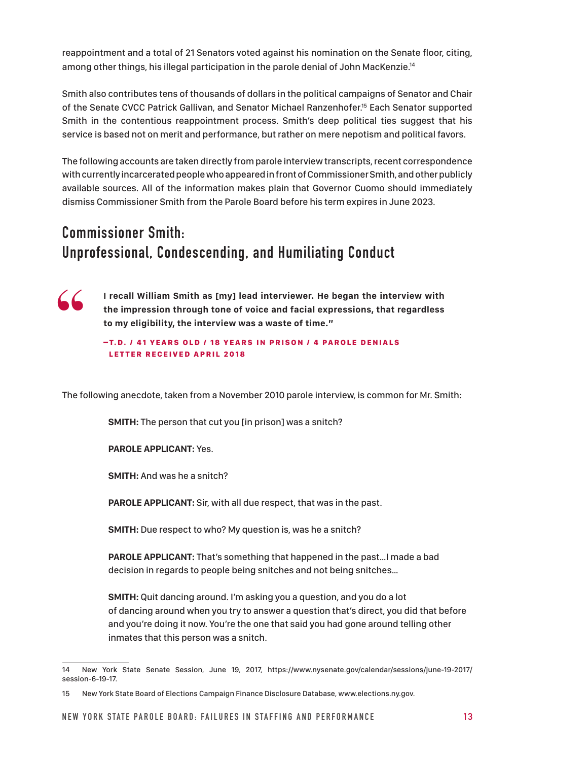reappointment and a total of 21 Senators voted against his nomination on the Senate floor, citing, among other things, his illegal participation in the parole denial of John MacKenzie.[14]

Smith also contributes tens of thousands of dollars in the political campaigns of Senator and Chair of the Senate CVCC Patrick Gallivan, and Senator Michael Ranzenhofer.[15] Each Senator supported Smith in the contentious reappointment process. Smith's deep political ties suggest that his service is based not on merit and performance, but rather on mere nepotism and political favors.

The following accounts are taken directly from parole interview transcripts, recent correspondence with currently incarcerated people who appeared in front of Commissioner Smith, and other publicly available sources. All of the information makes plain that Governor Cuomo should immediately dismiss Commissioner Smith from the Parole Board before his term expires in June 2023.

## Commissioner Smith: Unprofessional, Condescending, and Humiliating Conduct

> **"I recall William Smith as [my] lead interviewer. He began the interview with the impression through tone of voice and facial expressions, that regardless to my eligibility, the interview was a waste of time."**
>
> **—T.D. / 41 YEARS OLD / 18 YEARS IN PRISON / 4 PAROLE DENIALS LETTER RECEIVED APRIL 2018**

The following anecdote, taken from a November 2010 parole interview, is common for Mr. Smith:

> **SMITH:** The person that cut you [in prison] was a snitch?
>
> **PAROLE APPLICANT:** Yes.
>
> **SMITH:** And was he a snitch?
>
> **PAROLE APPLICANT:** Sir, with all due respect, that was in the past.
>
> **SMITH:** Due respect to who? My question is, was he a snitch?
>
> **PAROLE APPLICANT:** That's something that happened in the past…I made a bad decision in regards to people being snitches and not being snitches…
>
> **SMITH:** Quit dancing around. I'm asking you a question, and you do a lot of dancing around when you try to answer a question that's direct, you did that before and you're doing it now. You're the one that said you had gone around telling other inmates that this person was a snitch.

---

14 New York State Senate Session, June 19, 2017, https://www.nysenate.gov/calendar/sessions/june-19-2017/session-6-19-17.

15 New York State Board of Elections Campaign Finance Disclosure Database, www.elections.ny.gov.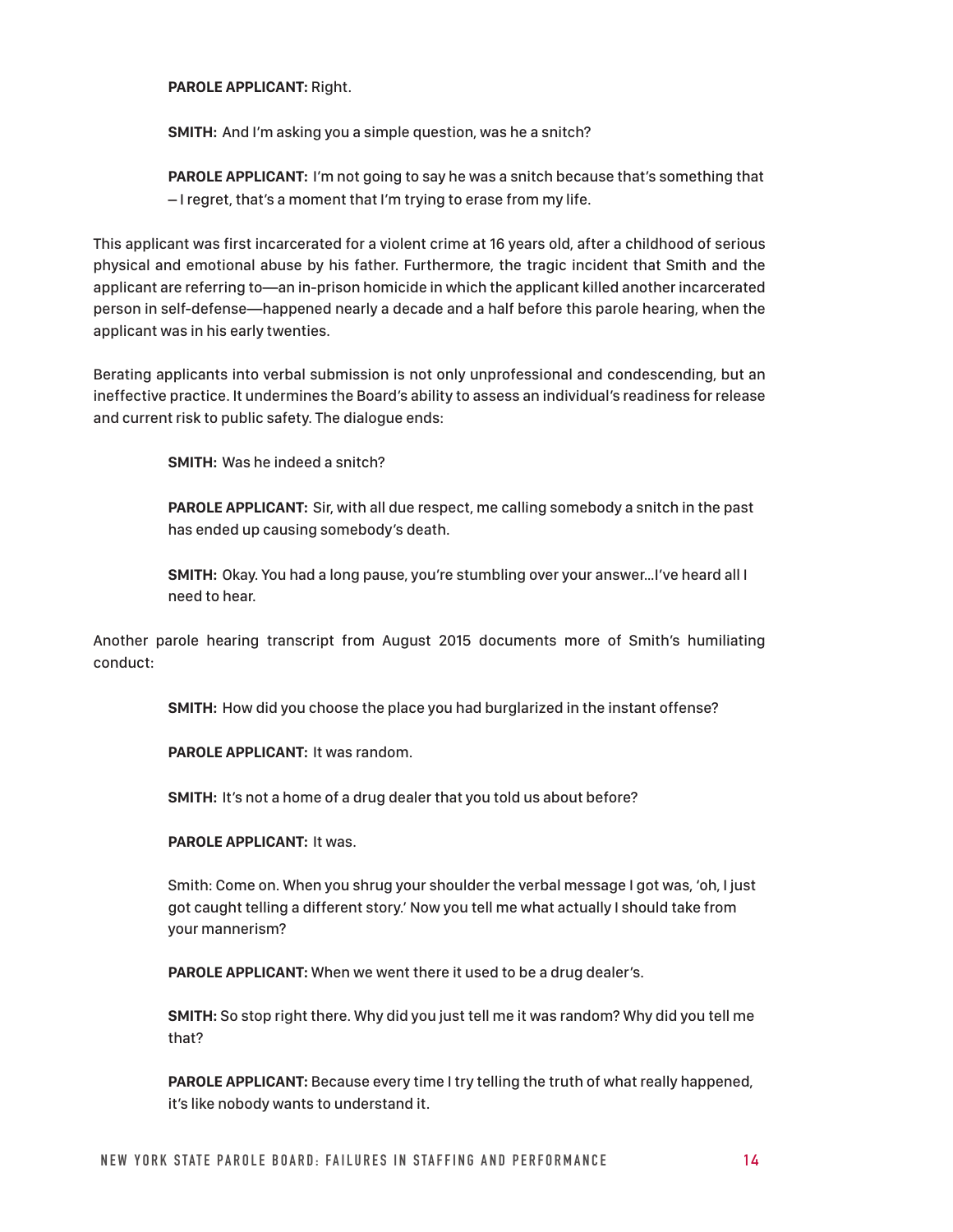**PAROLE APPLICANT:** Right.

**SMITH:** And I'm asking you a simple question, was he a snitch?

**PAROLE APPLICANT:** I'm not going to say he was a snitch because that's something that – I regret, that's a moment that I'm trying to erase from my life.

This applicant was first incarcerated for a violent crime at 16 years old, after a childhood of serious physical and emotional abuse by his father. Furthermore, the tragic incident that Smith and the applicant are referring to—an in-prison homicide in which the applicant killed another incarcerated person in self-defense—happened nearly a decade and a half before this parole hearing, when the applicant was in his early twenties.

Berating applicants into verbal submission is not only unprofessional and condescending, but an ineffective practice. It undermines the Board's ability to assess an individual's readiness for release and current risk to public safety. The dialogue ends:

**SMITH:** Was he indeed a snitch?

**PAROLE APPLICANT:** Sir, with all due respect, me calling somebody a snitch in the past has ended up causing somebody's death.

**SMITH:** Okay. You had a long pause, you're stumbling over your answer…I've heard all I need to hear.

Another parole hearing transcript from August 2015 documents more of Smith's humiliating conduct:

**SMITH:** How did you choose the place you had burglarized in the instant offense?

**PAROLE APPLICANT:** It was random.

**SMITH:** It's not a home of a drug dealer that you told us about before?

**PAROLE APPLICANT:** It was.

Smith: Come on. When you shrug your shoulder the verbal message I got was, 'oh, I just got caught telling a different story.' Now you tell me what actually I should take from your mannerism?

**PAROLE APPLICANT:** When we went there it used to be a drug dealer's.

**SMITH:** So stop right there. Why did you just tell me it was random? Why did you tell me that?

**PAROLE APPLICANT:** Because every time I try telling the truth of what really happened, it's like nobody wants to understand it.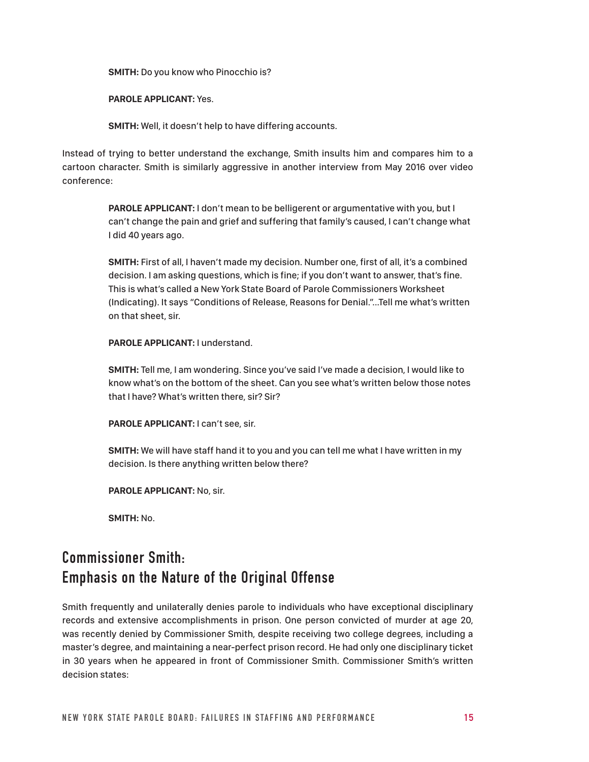**SMITH:** Do you know who Pinocchio is?

**PAROLE APPLICANT:** Yes.

**SMITH:** Well, it doesn't help to have differing accounts.

Instead of trying to better understand the exchange, Smith insults him and compares him to a cartoon character. Smith is similarly aggressive in another interview from May 2016 over video conference:

> **PAROLE APPLICANT:** I don't mean to be belligerent or argumentative with you, but I can't change the pain and grief and suffering that family's caused, I can't change what I did 40 years ago.
>
> **SMITH:** First of all, I haven't made my decision. Number one, first of all, it's a combined decision. I am asking questions, which is fine; if you don't want to answer, that's fine. This is what's called a New York State Board of Parole Commissioners Worksheet (Indicating). It says "Conditions of Release, Reasons for Denial."...Tell me what's written on that sheet, sir.
>
> **PAROLE APPLICANT:** I understand.
>
> **SMITH:** Tell me, I am wondering. Since you've said I've made a decision, I would like to know what's on the bottom of the sheet. Can you see what's written below those notes that I have? What's written there, sir? Sir?
>
> **PAROLE APPLICANT:** I can't see, sir.
>
> **SMITH:** We will have staff hand it to you and you can tell me what I have written in my decision. Is there anything written below there?
>
> **PAROLE APPLICANT:** No, sir.
>
> **SMITH:** No.

## Commissioner Smith: Emphasis on the Nature of the Original Offense

Smith frequently and unilaterally denies parole to individuals who have exceptional disciplinary records and extensive accomplishments in prison. One person convicted of murder at age 20, was recently denied by Commissioner Smith, despite receiving two college degrees, including a master's degree, and maintaining a near-perfect prison record. He had only one disciplinary ticket in 30 years when he appeared in front of Commissioner Smith. Commissioner Smith's written decision states: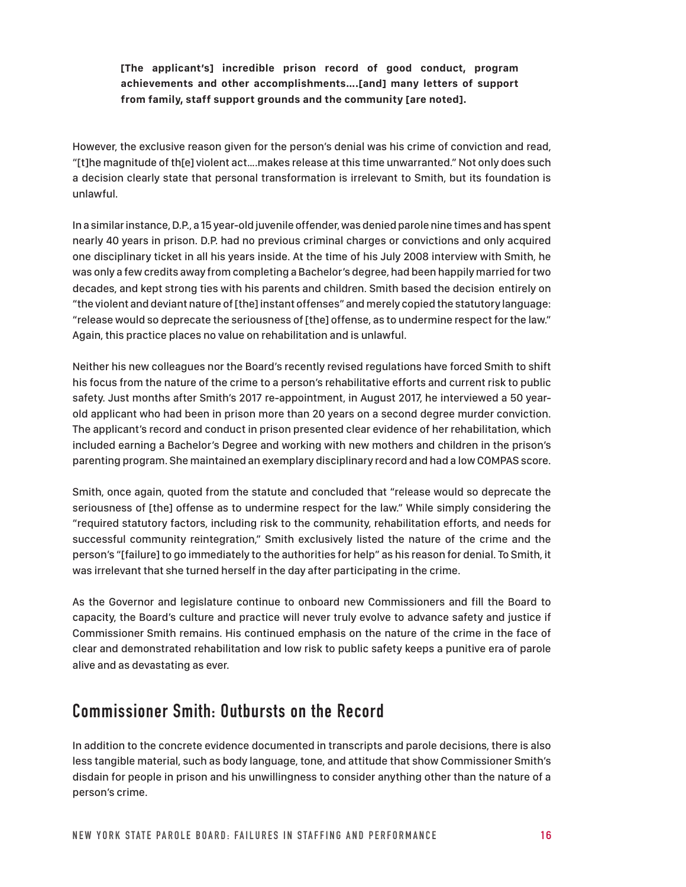> **[The applicant's] incredible prison record of good conduct, program achievements and other accomplishments....[and] many letters of support from family, staff support grounds and the community [are noted].**

However, the exclusive reason given for the person's denial was his crime of conviction and read, "[t]he magnitude of th[e] violent act....makes release at this time unwarranted." Not only does such a decision clearly state that personal transformation is irrelevant to Smith, but its foundation is unlawful.

In a similar instance, D.P., a 15 year-old juvenile offender, was denied parole nine times and has spent nearly 40 years in prison. D.P. had no previous criminal charges or convictions and only acquired one disciplinary ticket in all his years inside. At the time of his July 2008 interview with Smith, he was only a few credits away from completing a Bachelor's degree, had been happily married for two decades, and kept strong ties with his parents and children. Smith based the decision entirely on "the violent and deviant nature of [the] instant offenses" and merely copied the statutory language: "release would so deprecate the seriousness of [the] offense, as to undermine respect for the law." Again, this practice places no value on rehabilitation and is unlawful.

Neither his new colleagues nor the Board's recently revised regulations have forced Smith to shift his focus from the nature of the crime to a person's rehabilitative efforts and current risk to public safety. Just months after Smith's 2017 re-appointment, in August 2017, he interviewed a 50 year-old applicant who had been in prison more than 20 years on a second degree murder conviction. The applicant's record and conduct in prison presented clear evidence of her rehabilitation, which included earning a Bachelor's Degree and working with new mothers and children in the prison's parenting program. She maintained an exemplary disciplinary record and had a low COMPAS score.

Smith, once again, quoted from the statute and concluded that "release would so deprecate the seriousness of [the] offense as to undermine respect for the law." While simply considering the "required statutory factors, including risk to the community, rehabilitation efforts, and needs for successful community reintegration," Smith exclusively listed the nature of the crime and the person's "[failure] to go immediately to the authorities for help" as his reason for denial. To Smith, it was irrelevant that she turned herself in the day after participating in the crime.

As the Governor and legislature continue to onboard new Commissioners and fill the Board to capacity, the Board's culture and practice will never truly evolve to advance safety and justice if Commissioner Smith remains. His continued emphasis on the nature of the crime in the face of clear and demonstrated rehabilitation and low risk to public safety keeps a punitive era of parole alive and as devastating as ever.

## Commissioner Smith: Outbursts on the Record

In addition to the concrete evidence documented in transcripts and parole decisions, there is also less tangible material, such as body language, tone, and attitude that show Commissioner Smith's disdain for people in prison and his unwillingness to consider anything other than the nature of a person's crime.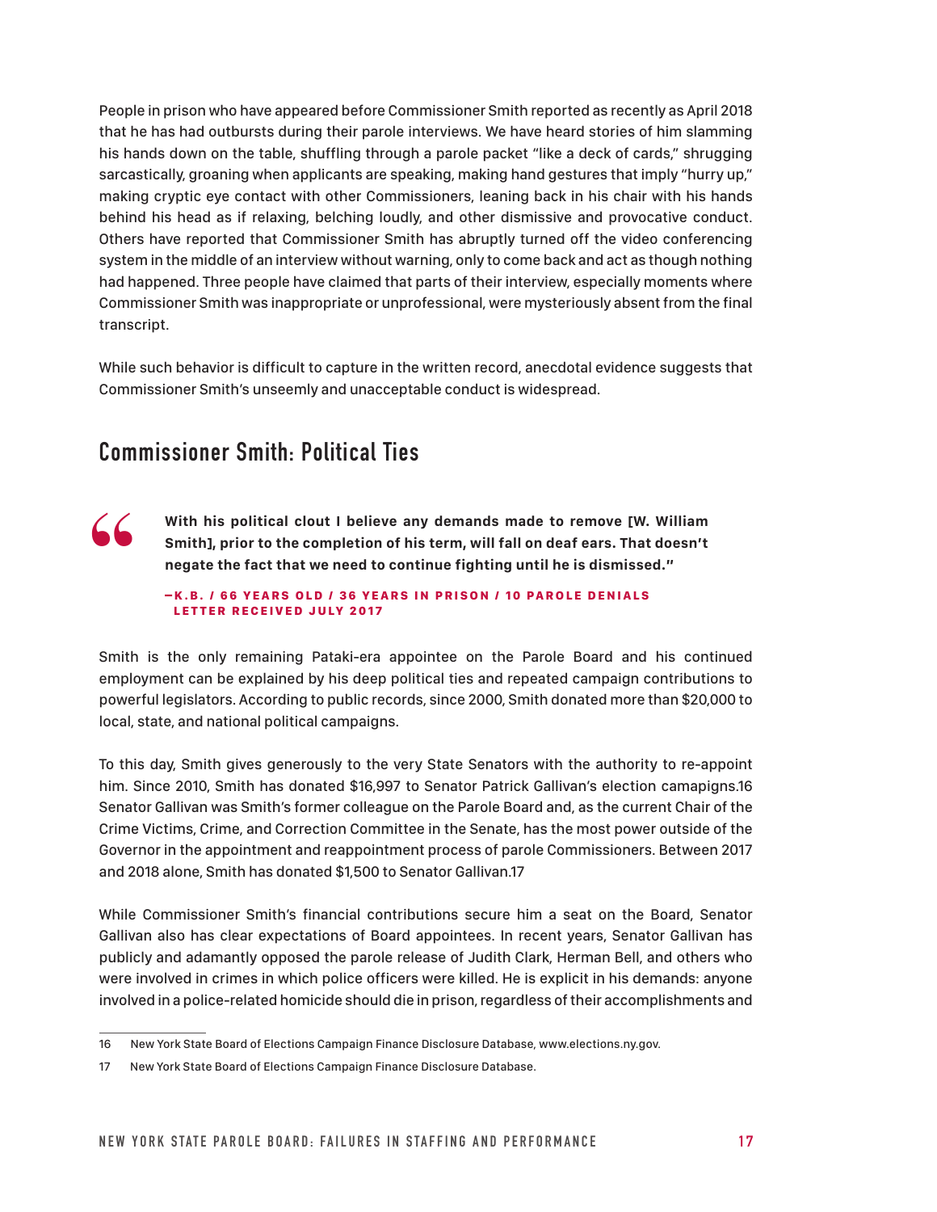People in prison who have appeared before Commissioner Smith reported as recently as April 2018 that he has had outbursts during their parole interviews. We have heard stories of him slamming his hands down on the table, shuffling through a parole packet "like a deck of cards," shrugging sarcastically, groaning when applicants are speaking, making hand gestures that imply "hurry up," making cryptic eye contact with other Commissioners, leaning back in his chair with his hands behind his head as if relaxing, belching loudly, and other dismissive and provocative conduct. Others have reported that Commissioner Smith has abruptly turned off the video conferencing system in the middle of an interview without warning, only to come back and act as though nothing had happened. Three people have claimed that parts of their interview, especially moments where Commissioner Smith was inappropriate or unprofessional, were mysteriously absent from the final transcript.

While such behavior is difficult to capture in the written record, anecdotal evidence suggests that Commissioner Smith's unseemly and unacceptable conduct is widespread.

## Commissioner Smith: Political Ties

> **With his political clout I believe any demands made to remove [W. William Smith], prior to the completion of his term, will fall on deaf ears. That doesn't negate the fact that we need to continue fighting until he is dismissed."**
>
> —K.B. / 66 YEARS OLD / 36 YEARS IN PRISON / 10 PAROLE DENIALS LETTER RECEIVED JULY 2017

Smith is the only remaining Pataki-era appointee on the Parole Board and his continued employment can be explained by his deep political ties and repeated campaign contributions to powerful legislators. According to public records, since 2000, Smith donated more than $20,000 to local, state, and national political campaigns.

To this day, Smith gives generously to the very State Senators with the authority to re-appoint him. Since 2010, Smith has donated $16,997 to Senator Patrick Gallivan's election camapigns.[16] Senator Gallivan was Smith's former colleague on the Parole Board and, as the current Chair of the Crime Victims, Crime, and Correction Committee in the Senate, has the most power outside of the Governor in the appointment and reappointment process of parole Commissioners. Between 2017 and 2018 alone, Smith has donated $1,500 to Senator Gallivan.[17]

While Commissioner Smith's financial contributions secure him a seat on the Board, Senator Gallivan also has clear expectations of Board appointees. In recent years, Senator Gallivan has publicly and adamantly opposed the parole release of Judith Clark, Herman Bell, and others who were involved in crimes in which police officers were killed. He is explicit in his demands: anyone involved in a police-related homicide should die in prison, regardless of their accomplishments and

---

16 New York State Board of Elections Campaign Finance Disclosure Database, www.elections.ny.gov.

17 New York State Board of Elections Campaign Finance Disclosure Database.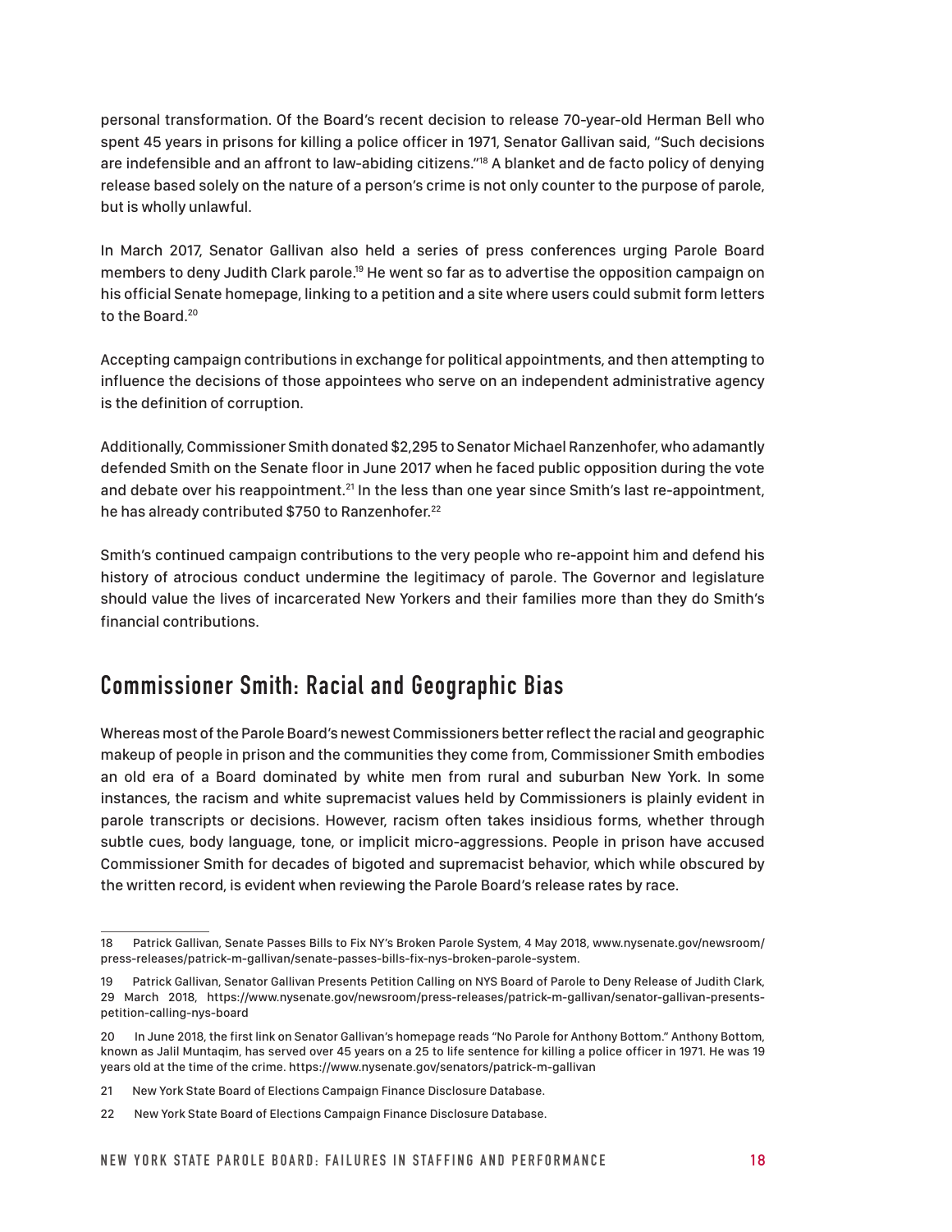personal transformation. Of the Board's recent decision to release 70-year-old Herman Bell who spent 45 years in prisons for killing a police officer in 1971, Senator Gallivan said, "Such decisions are indefensible and an affront to law-abiding citizens."[18] A blanket and de facto policy of denying release based solely on the nature of a person's crime is not only counter to the purpose of parole, but is wholly unlawful.

In March 2017, Senator Gallivan also held a series of press conferences urging Parole Board members to deny Judith Clark parole.[19] He went so far as to advertise the opposition campaign on his official Senate homepage, linking to a petition and a site where users could submit form letters to the Board.[20]

Accepting campaign contributions in exchange for political appointments, and then attempting to influence the decisions of those appointees who serve on an independent administrative agency is the definition of corruption.

Additionally, Commissioner Smith donated $2,295 to Senator Michael Ranzenhofer, who adamantly defended Smith on the Senate floor in June 2017 when he faced public opposition during the vote and debate over his reappointment.[21] In the less than one year since Smith's last re-appointment, he has already contributed $750 to Ranzenhofer.[22]

Smith's continued campaign contributions to the very people who re-appoint him and defend his history of atrocious conduct undermine the legitimacy of parole. The Governor and legislature should value the lives of incarcerated New Yorkers and their families more than they do Smith's financial contributions.

## Commissioner Smith: Racial and Geographic Bias

Whereas most of the Parole Board's newest Commissioners better reflect the racial and geographic makeup of people in prison and the communities they come from, Commissioner Smith embodies an old era of a Board dominated by white men from rural and suburban New York. In some instances, the racism and white supremacist values held by Commissioners is plainly evident in parole transcripts or decisions. However, racism often takes insidious forms, whether through subtle cues, body language, tone, or implicit micro-aggressions. People in prison have accused Commissioner Smith for decades of bigoted and supremacist behavior, which while obscured by the written record, is evident when reviewing the Parole Board's release rates by race.

---

18 Patrick Gallivan, Senate Passes Bills to Fix NY's Broken Parole System, 4 May 2018, www.nysenate.gov/newsroom/press-releases/patrick-m-gallivan/senate-passes-bills-fix-nys-broken-parole-system.

19 Patrick Gallivan, Senator Gallivan Presents Petition Calling on NYS Board of Parole to Deny Release of Judith Clark, 29 March 2018, https://www.nysenate.gov/newsroom/press-releases/patrick-m-gallivan/senator-gallivan-presents-petition-calling-nys-board

20 In June 2018, the first link on Senator Gallivan's homepage reads "No Parole for Anthony Bottom." Anthony Bottom, known as Jalil Muntaqim, has served over 45 years on a 25 to life sentence for killing a police officer in 1971. He was 19 years old at the time of the crime. https://www.nysenate.gov/senators/patrick-m-gallivan

21 New York State Board of Elections Campaign Finance Disclosure Database.

22 New York State Board of Elections Campaign Finance Disclosure Database.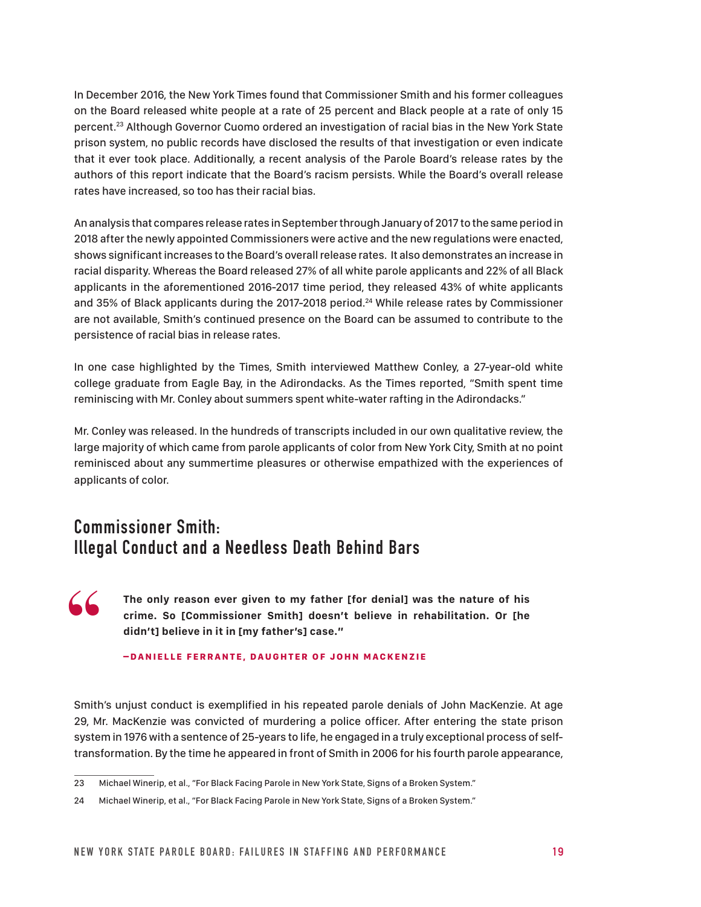In December 2016, the New York Times found that Commissioner Smith and his former colleagues on the Board released white people at a rate of 25 percent and Black people at a rate of only 15 percent.[23] Although Governor Cuomo ordered an investigation of racial bias in the New York State prison system, no public records have disclosed the results of that investigation or even indicate that it ever took place. Additionally, a recent analysis of the Parole Board's release rates by the authors of this report indicate that the Board's racism persists. While the Board's overall release rates have increased, so too has their racial bias.

An analysis that compares release rates in September through January of 2017 to the same period in 2018 after the newly appointed Commissioners were active and the new regulations were enacted, shows significant increases to the Board's overall release rates. It also demonstrates an increase in racial disparity. Whereas the Board released 27% of all white parole applicants and 22% of all Black applicants in the aforementioned 2016-2017 time period, they released 43% of white applicants and 35% of Black applicants during the 2017-2018 period.[24] While release rates by Commissioner are not available, Smith's continued presence on the Board can be assumed to contribute to the persistence of racial bias in release rates.

In one case highlighted by the Times, Smith interviewed Matthew Conley, a 27-year-old white college graduate from Eagle Bay, in the Adirondacks. As the Times reported, "Smith spent time reminiscing with Mr. Conley about summers spent white-water rafting in the Adirondacks."

Mr. Conley was released. In the hundreds of transcripts included in our own qualitative review, the large majority of which came from parole applicants of color from New York City, Smith at no point reminisced about any summertime pleasures or otherwise empathized with the experiences of applicants of color.

## Commissioner Smith: Illegal Conduct and a Needless Death Behind Bars

> **The only reason ever given to my father [for denial] was the nature of his crime. So [Commissioner Smith] doesn't believe in rehabilitation. Or [he didn't] believe in it in [my father's] case."**
>
> **—DANIELLE FERRANTE, DAUGHTER OF JOHN MACKENZIE**

Smith's unjust conduct is exemplified in his repeated parole denials of John MacKenzie. At age 29, Mr. MacKenzie was convicted of murdering a police officer. After entering the state prison system in 1976 with a sentence of 25-years to life, he engaged in a truly exceptional process of self-transformation. By the time he appeared in front of Smith in 2006 for his fourth parole appearance,

---

23 Michael Winerip, et al., "For Black Facing Parole in New York State, Signs of a Broken System."

24 Michael Winerip, et al., "For Black Facing Parole in New York State, Signs of a Broken System."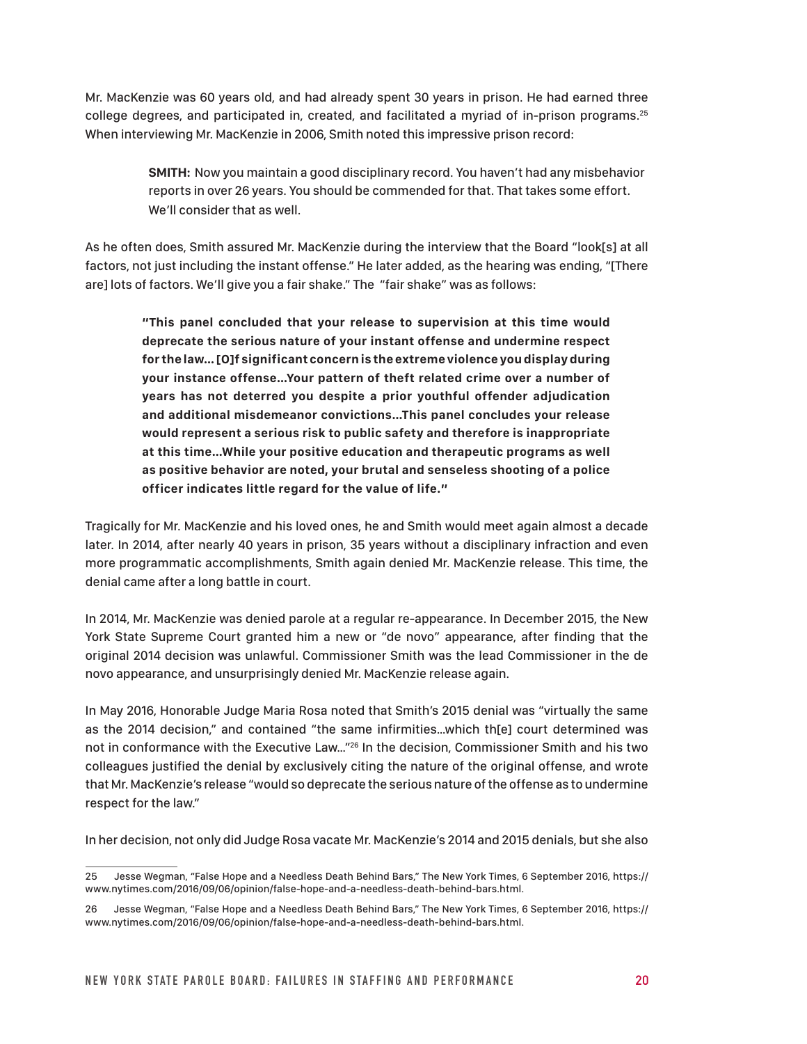Mr. MacKenzie was 60 years old, and had already spent 30 years in prison. He had earned three college degrees, and participated in, created, and facilitated a myriad of in-prison programs.[25] When interviewing Mr. MacKenzie in 2006, Smith noted this impressive prison record:

> **SMITH:** Now you maintain a good disciplinary record. You haven't had any misbehavior reports in over 26 years. You should be commended for that. That takes some effort. We'll consider that as well.

As he often does, Smith assured Mr. MacKenzie during the interview that the Board "look[s] at all factors, not just including the instant offense." He later added, as the hearing was ending, "[There are] lots of factors. We'll give you a fair shake." The "fair shake" was as follows:

> **"This panel concluded that your release to supervision at this time would deprecate the serious nature of your instant offense and undermine respect for the law… [O]f significant concern is the extreme violence you display during your instance offense…Your pattern of theft related crime over a number of years has not deterred you despite a prior youthful offender adjudication and additional misdemeanor convictions…This panel concludes your release would represent a serious risk to public safety and therefore is inappropriate at this time…While your positive education and therapeutic programs as well as positive behavior are noted, your brutal and senseless shooting of a police officer indicates little regard for the value of life."**

Tragically for Mr. MacKenzie and his loved ones, he and Smith would meet again almost a decade later. In 2014, after nearly 40 years in prison, 35 years without a disciplinary infraction and even more programmatic accomplishments, Smith again denied Mr. MacKenzie release. This time, the denial came after a long battle in court.

In 2014, Mr. MacKenzie was denied parole at a regular re-appearance. In December 2015, the New York State Supreme Court granted him a new or "de novo" appearance, after finding that the original 2014 decision was unlawful. Commissioner Smith was the lead Commissioner in the de novo appearance, and unsurprisingly denied Mr. MacKenzie release again.

In May 2016, Honorable Judge Maria Rosa noted that Smith's 2015 denial was "virtually the same as the 2014 decision," and contained "the same infirmities…which th[e] court determined was not in conformance with the Executive Law…"[26] In the decision, Commissioner Smith and his two colleagues justified the denial by exclusively citing the nature of the original offense, and wrote that Mr. MacKenzie's release "would so deprecate the serious nature of the offense as to undermine respect for the law."

In her decision, not only did Judge Rosa vacate Mr. MacKenzie's 2014 and 2015 denials, but she also

---

25 Jesse Wegman, "False Hope and a Needless Death Behind Bars," The New York Times, 6 September 2016, https://www.nytimes.com/2016/09/06/opinion/false-hope-and-a-needless-death-behind-bars.html.

26 Jesse Wegman, "False Hope and a Needless Death Behind Bars," The New York Times, 6 September 2016, https://www.nytimes.com/2016/09/06/opinion/false-hope-and-a-needless-death-behind-bars.html.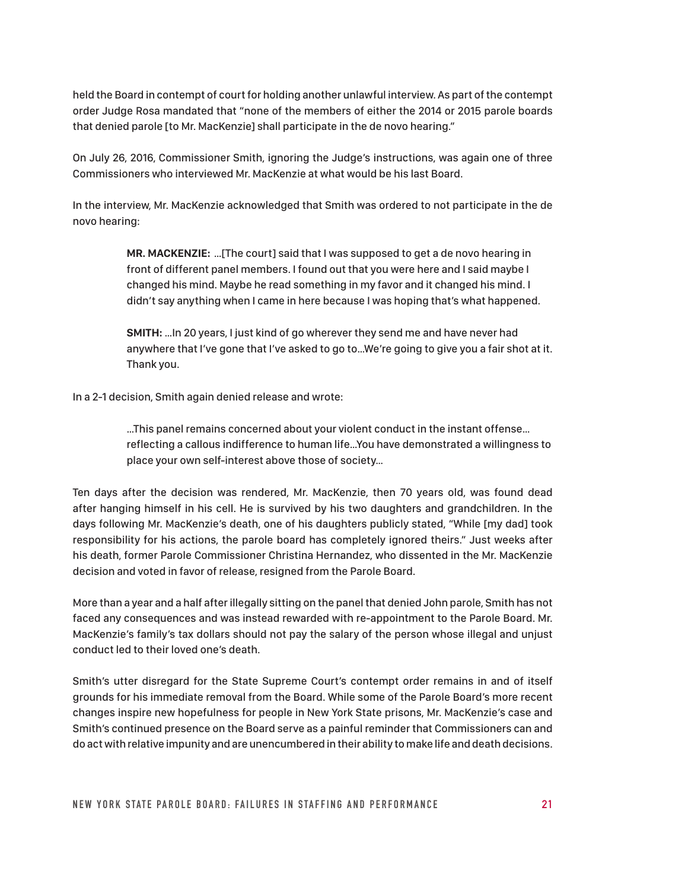held the Board in contempt of court for holding another unlawful interview. As part of the contempt order Judge Rosa mandated that "none of the members of either the 2014 or 2015 parole boards that denied parole [to Mr. MacKenzie] shall participate in the de novo hearing."

On July 26, 2016, Commissioner Smith, ignoring the Judge's instructions, was again one of three Commissioners who interviewed Mr. MacKenzie at what would be his last Board.

In the interview, Mr. MacKenzie acknowledged that Smith was ordered to not participate in the de novo hearing:

> **MR. MACKENZIE:** ...[The court] said that I was supposed to get a de novo hearing in front of different panel members. I found out that you were here and I said maybe I changed his mind. Maybe he read something in my favor and it changed his mind. I didn't say anything when I came in here because I was hoping that's what happened.
>
> **SMITH:** ...In 20 years, I just kind of go wherever they send me and have never had anywhere that I've gone that I've asked to go to...We're going to give you a fair shot at it. Thank you.

In a 2-1 decision, Smith again denied release and wrote:

> ...This panel remains concerned about your violent conduct in the instant offense... reflecting a callous indifference to human life...You have demonstrated a willingness to place your own self-interest above those of society...

Ten days after the decision was rendered, Mr. MacKenzie, then 70 years old, was found dead after hanging himself in his cell. He is survived by his two daughters and grandchildren. In the days following Mr. MacKenzie's death, one of his daughters publicly stated, "While [my dad] took responsibility for his actions, the parole board has completely ignored theirs." Just weeks after his death, former Parole Commissioner Christina Hernandez, who dissented in the Mr. MacKenzie decision and voted in favor of release, resigned from the Parole Board.

More than a year and a half after illegally sitting on the panel that denied John parole, Smith has not faced any consequences and was instead rewarded with re-appointment to the Parole Board. Mr. MacKenzie's family's tax dollars should not pay the salary of the person whose illegal and unjust conduct led to their loved one's death.

Smith's utter disregard for the State Supreme Court's contempt order remains in and of itself grounds for his immediate removal from the Board. While some of the Parole Board's more recent changes inspire new hopefulness for people in New York State prisons, Mr. MacKenzie's case and Smith's continued presence on the Board serve as a painful reminder that Commissioners can and do act with relative impunity and are unencumbered in their ability to make life and death decisions.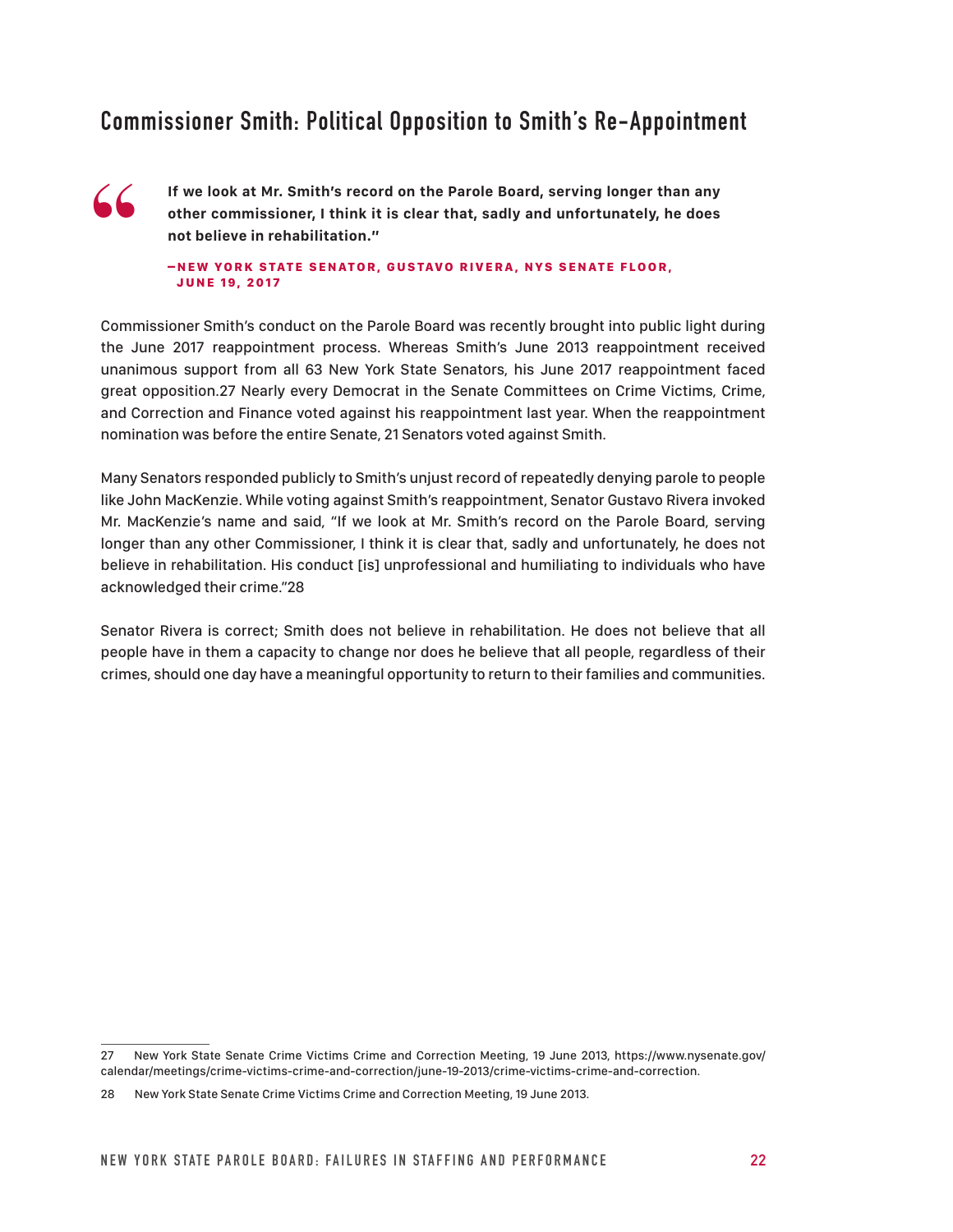## Commissioner Smith: Political Opposition to Smith's Re-Appointment

> **If we look at Mr. Smith's record on the Parole Board, serving longer than any other commissioner, I think it is clear that, sadly and unfortunately, he does not believe in rehabilitation."**
>
> **—NEW YORK STATE SENATOR, GUSTAVO RIVERA, NYS SENATE FLOOR, JUNE 19, 2017**

Commissioner Smith's conduct on the Parole Board was recently brought into public light during the June 2017 reappointment process. Whereas Smith's June 2013 reappointment received unanimous support from all 63 New York State Senators, his June 2017 reappointment faced great opposition.[27] Nearly every Democrat in the Senate Committees on Crime Victims, Crime, and Correction and Finance voted against his reappointment last year. When the reappointment nomination was before the entire Senate, 21 Senators voted against Smith.

Many Senators responded publicly to Smith's unjust record of repeatedly denying parole to people like John MacKenzie. While voting against Smith's reappointment, Senator Gustavo Rivera invoked Mr. MacKenzie's name and said, "If we look at Mr. Smith's record on the Parole Board, serving longer than any other Commissioner, I think it is clear that, sadly and unfortunately, he does not believe in rehabilitation. His conduct [is] unprofessional and humiliating to individuals who have acknowledged their crime."[28]

Senator Rivera is correct; Smith does not believe in rehabilitation. He does not believe that all people have in them a capacity to change nor does he believe that all people, regardless of their crimes, should one day have a meaningful opportunity to return to their families and communities.

---

27 New York State Senate Crime Victims Crime and Correction Meeting, 19 June 2013, https://www.nysenate.gov/calendar/meetings/crime-victims-crime-and-correction/june-19-2013/crime-victims-crime-and-correction.

28 New York State Senate Crime Victims Crime and Correction Meeting, 19 June 2013.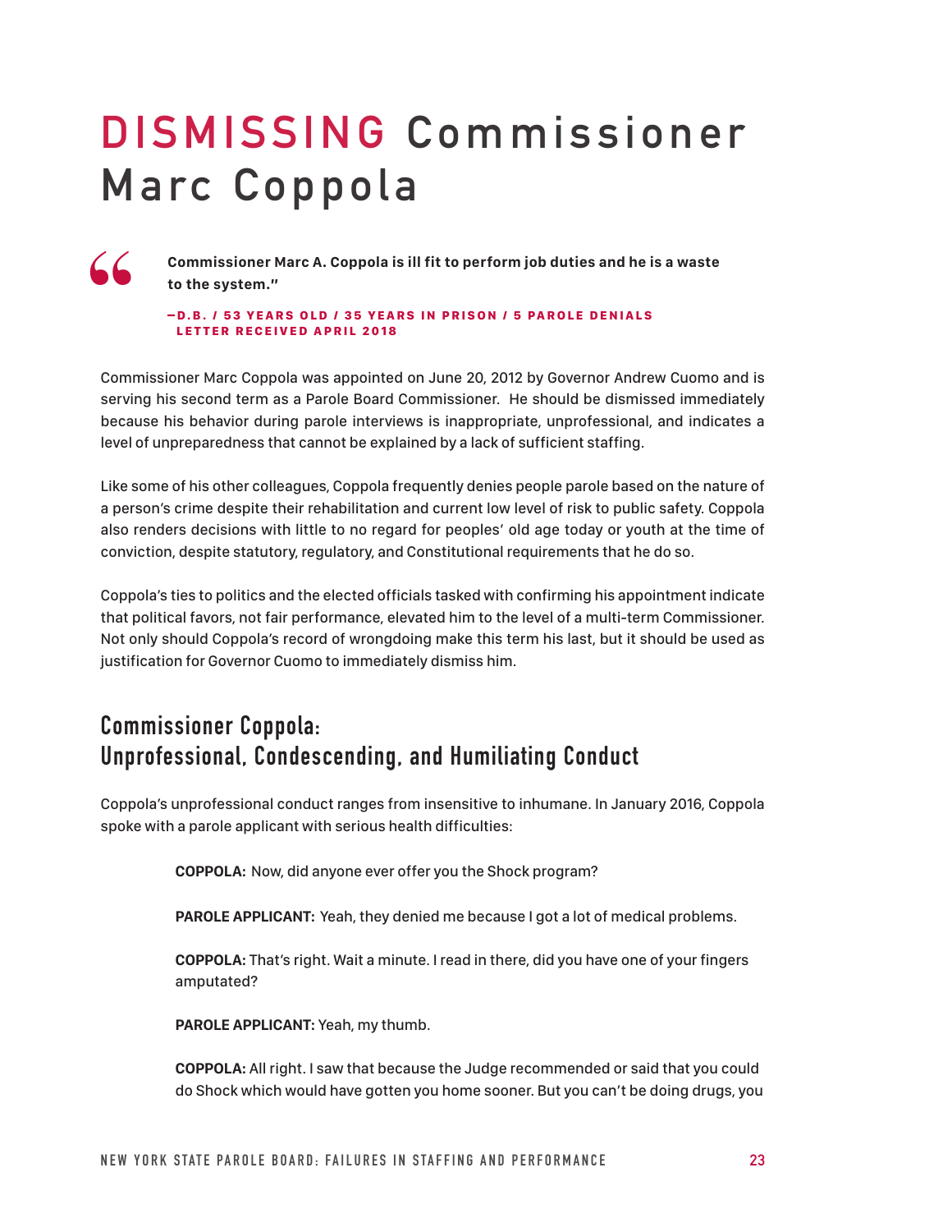# DISMISSING Commissioner Marc Coppola

> **Commissioner Marc A. Coppola is ill fit to perform job duties and he is a waste to the system."**
>
> **—D.B. / 53 YEARS OLD / 35 YEARS IN PRISON / 5 PAROLE DENIALS LETTER RECEIVED APRIL 2018**

Commissioner Marc Coppola was appointed on June 20, 2012 by Governor Andrew Cuomo and is serving his second term as a Parole Board Commissioner. He should be dismissed immediately because his behavior during parole interviews is inappropriate, unprofessional, and indicates a level of unpreparedness that cannot be explained by a lack of sufficient staffing.

Like some of his other colleagues, Coppola frequently denies people parole based on the nature of a person's crime despite their rehabilitation and current low level of risk to public safety. Coppola also renders decisions with little to no regard for peoples' old age today or youth at the time of conviction, despite statutory, regulatory, and Constitutional requirements that he do so.

Coppola's ties to politics and the elected officials tasked with confirming his appointment indicate that political favors, not fair performance, elevated him to the level of a multi-term Commissioner. Not only should Coppola's record of wrongdoing make this term his last, but it should be used as justification for Governor Cuomo to immediately dismiss him.

## Commissioner Coppola: Unprofessional, Condescending, and Humiliating Conduct

Coppola's unprofessional conduct ranges from insensitive to inhumane. In January 2016, Coppola spoke with a parole applicant with serious health difficulties:

> **COPPOLA:** Now, did anyone ever offer you the Shock program?
>
> **PAROLE APPLICANT:** Yeah, they denied me because I got a lot of medical problems.
>
> **COPPOLA:** That's right. Wait a minute. I read in there, did you have one of your fingers amputated?
>
> **PAROLE APPLICANT:** Yeah, my thumb.
>
> **COPPOLA:** All right. I saw that because the Judge recommended or said that you could do Shock which would have gotten you home sooner. But you can't be doing drugs, you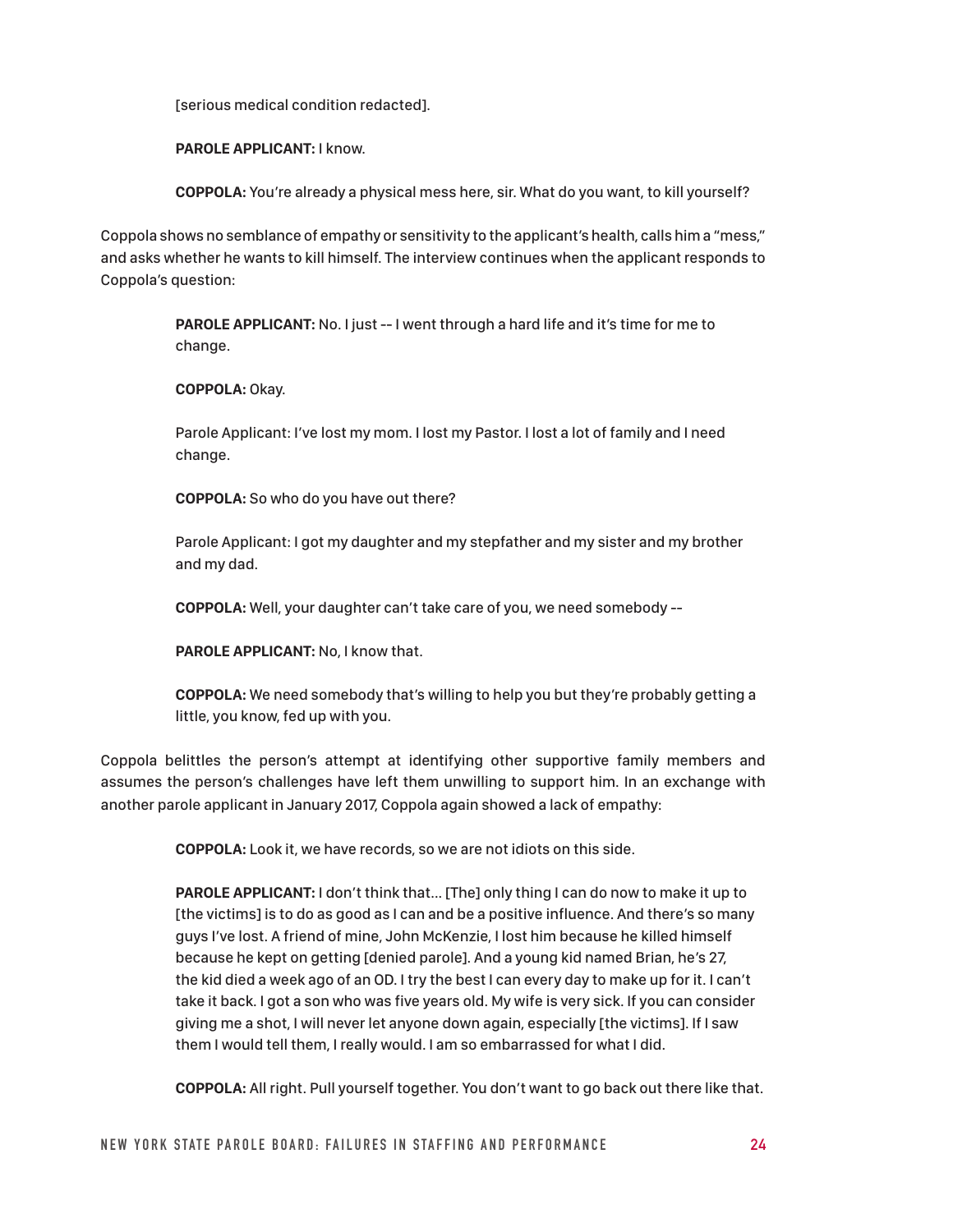> [serious medical condition redacted].
>
> **PAROLE APPLICANT:** I know.
>
> **COPPOLA:** You're already a physical mess here, sir. What do you want, to kill yourself?

Coppola shows no semblance of empathy or sensitivity to the applicant's health, calls him a "mess," and asks whether he wants to kill himself. The interview continues when the applicant responds to Coppola's question:

> **PAROLE APPLICANT:** No. I just -- I went through a hard life and it's time for me to change.
>
> **COPPOLA:** Okay.
>
> Parole Applicant: I've lost my mom. I lost my Pastor. I lost a lot of family and I need change.
>
> **COPPOLA:** So who do you have out there?
>
> Parole Applicant: I got my daughter and my stepfather and my sister and my brother and my dad.
>
> **COPPOLA:** Well, your daughter can't take care of you, we need somebody --
>
> **PAROLE APPLICANT:** No, I know that.
>
> **COPPOLA:** We need somebody that's willing to help you but they're probably getting a little, you know, fed up with you.

Coppola belittles the person's attempt at identifying other supportive family members and assumes the person's challenges have left them unwilling to support him. In an exchange with another parole applicant in January 2017, Coppola again showed a lack of empathy:

> **COPPOLA:** Look it, we have records, so we are not idiots on this side.
>
> **PAROLE APPLICANT:** I don't think that... [The] only thing I can do now to make it up to [the victims] is to do as good as I can and be a positive influence. And there's so many guys I've lost. A friend of mine, John McKenzie, I lost him because he killed himself because he kept on getting [denied parole]. And a young kid named Brian, he's 27, the kid died a week ago of an OD. I try the best I can every day to make up for it. I can't take it back. I got a son who was five years old. My wife is very sick. If you can consider giving me a shot, I will never let anyone down again, especially [the victims]. If I saw them I would tell them, I really would. I am so embarrassed for what I did.
>
> **COPPOLA:** All right. Pull yourself together. You don't want to go back out there like that.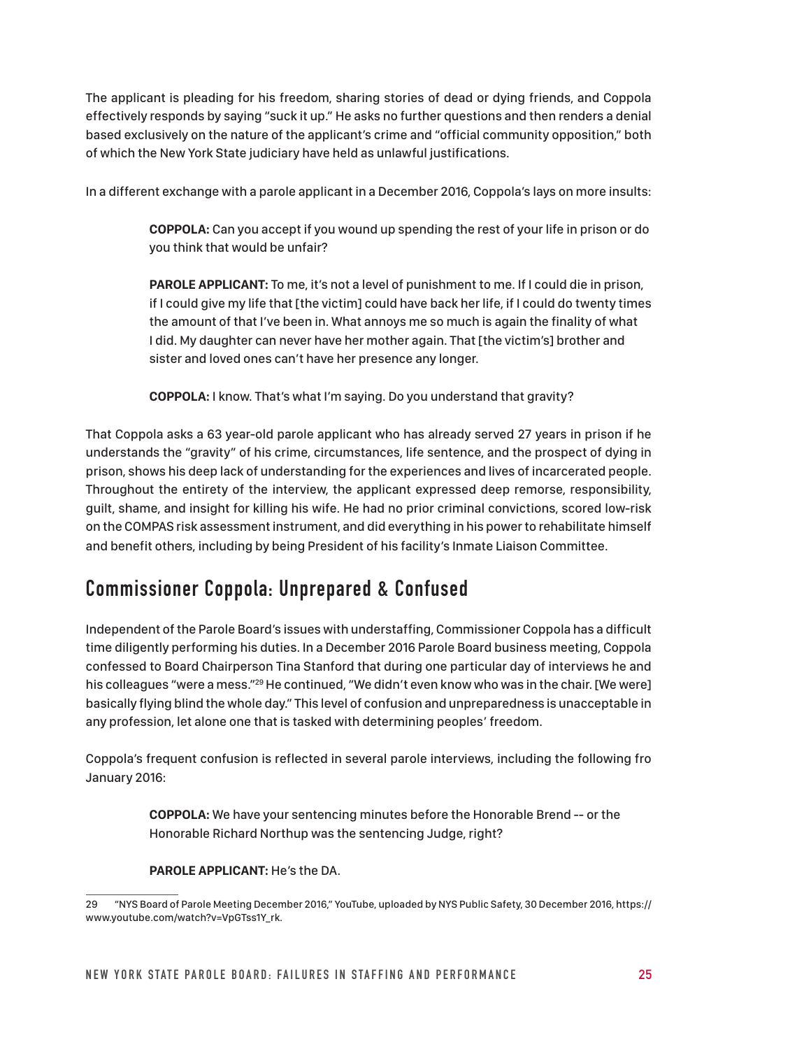The applicant is pleading for his freedom, sharing stories of dead or dying friends, and Coppola effectively responds by saying "suck it up." He asks no further questions and then renders a denial based exclusively on the nature of the applicant's crime and "official community opposition," both of which the New York State judiciary have held as unlawful justifications.

In a different exchange with a parole applicant in a December 2016, Coppola's lays on more insults:

> **COPPOLA:** Can you accept if you wound up spending the rest of your life in prison or do you think that would be unfair?
>
> **PAROLE APPLICANT:** To me, it's not a level of punishment to me. If I could die in prison, if I could give my life that [the victim] could have back her life, if I could do twenty times the amount of that I've been in. What annoys me so much is again the finality of what I did. My daughter can never have her mother again. That [the victim's] brother and sister and loved ones can't have her presence any longer.
>
> **COPPOLA:** I know. That's what I'm saying. Do you understand that gravity?

That Coppola asks a 63 year-old parole applicant who has already served 27 years in prison if he understands the "gravity" of his crime, circumstances, life sentence, and the prospect of dying in prison, shows his deep lack of understanding for the experiences and lives of incarcerated people. Throughout the entirety of the interview, the applicant expressed deep remorse, responsibility, guilt, shame, and insight for killing his wife. He had no prior criminal convictions, scored low-risk on the COMPAS risk assessment instrument, and did everything in his power to rehabilitate himself and benefit others, including by being President of his facility's Inmate Liaison Committee.

## Commissioner Coppola: Unprepared & Confused

Independent of the Parole Board's issues with understaffing, Commissioner Coppola has a difficult time diligently performing his duties. In a December 2016 Parole Board business meeting, Coppola confessed to Board Chairperson Tina Stanford that during one particular day of interviews he and his colleagues "were a mess."[29] He continued, "We didn't even know who was in the chair. [We were] basically flying blind the whole day." This level of confusion and unpreparedness is unacceptable in any profession, let alone one that is tasked with determining peoples' freedom.

Coppola's frequent confusion is reflected in several parole interviews, including the following fro January 2016:

> **COPPOLA:** We have your sentencing minutes before the Honorable Brend -- or the Honorable Richard Northup was the sentencing Judge, right?
>
> **PAROLE APPLICANT:** He's the DA.

---

29 "NYS Board of Parole Meeting December 2016," YouTube, uploaded by NYS Public Safety, 30 December 2016, https://www.youtube.com/watch?v=VpGTss1Y_rk.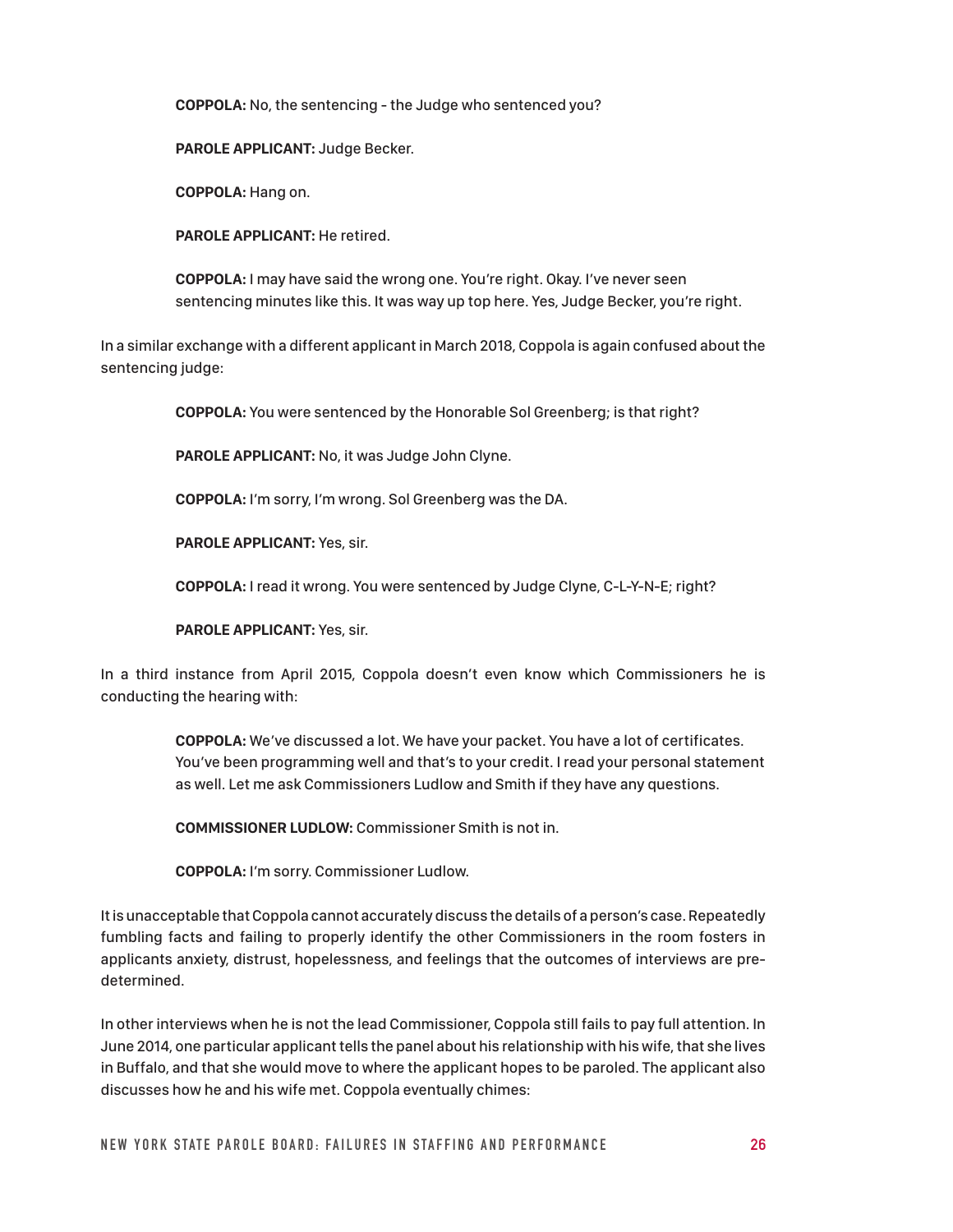> **COPPOLA:** No, the sentencing - the Judge who sentenced you?
>
> **PAROLE APPLICANT:** Judge Becker.
>
> **COPPOLA:** Hang on.
>
> **PAROLE APPLICANT:** He retired.
>
> **COPPOLA:** I may have said the wrong one. You're right. Okay. I've never seen sentencing minutes like this. It was way up top here. Yes, Judge Becker, you're right.

In a similar exchange with a different applicant in March 2018, Coppola is again confused about the sentencing judge:

> **COPPOLA:** You were sentenced by the Honorable Sol Greenberg; is that right?
>
> **PAROLE APPLICANT:** No, it was Judge John Clyne.
>
> **COPPOLA:** I'm sorry, I'm wrong. Sol Greenberg was the DA.
>
> **PAROLE APPLICANT:** Yes, sir.
>
> **COPPOLA:** I read it wrong. You were sentenced by Judge Clyne, C-L-Y-N-E; right?
>
> **PAROLE APPLICANT:** Yes, sir.

In a third instance from April 2015, Coppola doesn't even know which Commissioners he is conducting the hearing with:

> **COPPOLA:** We've discussed a lot. We have your packet. You have a lot of certificates. You've been programming well and that's to your credit. I read your personal statement as well. Let me ask Commissioners Ludlow and Smith if they have any questions.
>
> **COMMISSIONER LUDLOW:** Commissioner Smith is not in.
>
> **COPPOLA:** I'm sorry. Commissioner Ludlow.

It is unacceptable that Coppola cannot accurately discuss the details of a person's case. Repeatedly fumbling facts and failing to properly identify the other Commissioners in the room fosters in applicants anxiety, distrust, hopelessness, and feelings that the outcomes of interviews are pre-determined.

In other interviews when he is not the lead Commissioner, Coppola still fails to pay full attention. In June 2014, one particular applicant tells the panel about his relationship with his wife, that she lives in Buffalo, and that she would move to where the applicant hopes to be paroled. The applicant also discusses how he and his wife met. Coppola eventually chimes: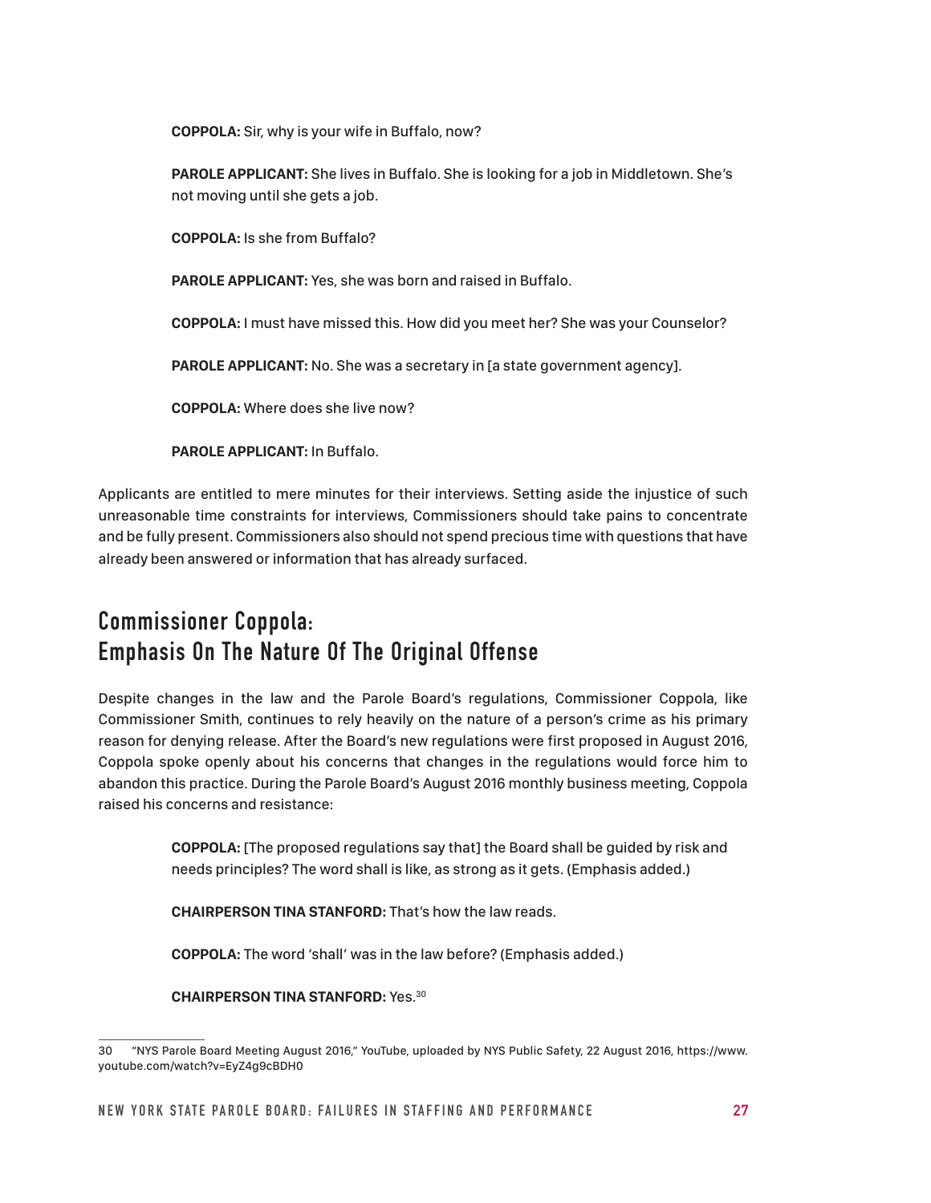**COPPOLA:** Sir, why is your wife in Buffalo, now?

**PAROLE APPLICANT:** She lives in Buffalo. She is looking for a job in Middletown. She's not moving until she gets a job.

**COPPOLA:** Is she from Buffalo?

**PAROLE APPLICANT:** Yes, she was born and raised in Buffalo.

**COPPOLA:** I must have missed this. How did you meet her? She was your Counselor?

**PAROLE APPLICANT:** No. She was a secretary in [a state government agency].

**COPPOLA:** Where does she live now?

**PAROLE APPLICANT:** In Buffalo.

Applicants are entitled to mere minutes for their interviews. Setting aside the injustice of such unreasonable time constraints for interviews, Commissioners should take pains to concentrate and be fully present. Commissioners also should not spend precious time with questions that have already been answered or information that has already surfaced.

## Commissioner Coppola: Emphasis On The Nature Of The Original Offense

Despite changes in the law and the Parole Board's regulations, Commissioner Coppola, like Commissioner Smith, continues to rely heavily on the nature of a person's crime as his primary reason for denying release. After the Board's new regulations were first proposed in August 2016, Coppola spoke openly about his concerns that changes in the regulations would force him to abandon this practice. During the Parole Board's August 2016 monthly business meeting, Coppola raised his concerns and resistance:

**COPPOLA:** [The proposed regulations say that] the Board shall be guided by risk and needs principles? The word shall is like, as strong as it gets. (Emphasis added.)

**CHAIRPERSON TINA STANFORD:** That's how the law reads.

**COPPOLA:** The word 'shall' was in the law before? (Emphasis added.)

**CHAIRPERSON TINA STANFORD:** Yes.[30]

30 "NYS Parole Board Meeting August 2016," YouTube, uploaded by NYS Public Safety, 22 August 2016, https://www.youtube.com/watch?v=EyZ4g9cBDH0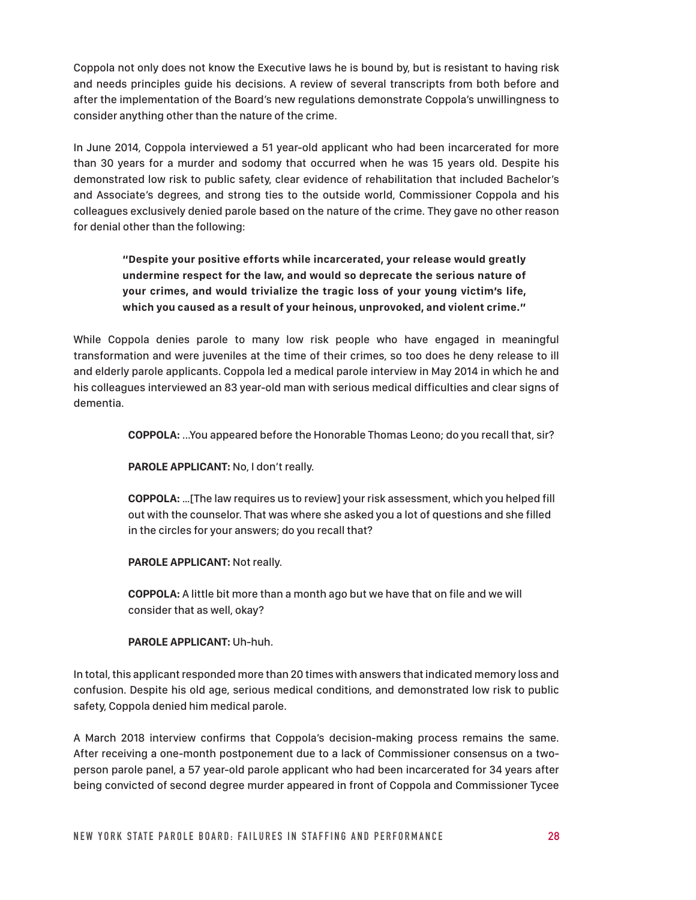Coppola not only does not know the Executive laws he is bound by, but is resistant to having risk and needs principles guide his decisions. A review of several transcripts from both before and after the implementation of the Board's new regulations demonstrate Coppola's unwillingness to consider anything other than the nature of the crime.

In June 2014, Coppola interviewed a 51 year-old applicant who had been incarcerated for more than 30 years for a murder and sodomy that occurred when he was 15 years old. Despite his demonstrated low risk to public safety, clear evidence of rehabilitation that included Bachelor's and Associate's degrees, and strong ties to the outside world, Commissioner Coppola and his colleagues exclusively denied parole based on the nature of the crime. They gave no other reason for denial other than the following:

> **"Despite your positive efforts while incarcerated, your release would greatly undermine respect for the law, and would so deprecate the serious nature of your crimes, and would trivialize the tragic loss of your young victim's life, which you caused as a result of your heinous, unprovoked, and violent crime."**

While Coppola denies parole to many low risk people who have engaged in meaningful transformation and were juveniles at the time of their crimes, so too does he deny release to ill and elderly parole applicants. Coppola led a medical parole interview in May 2014 in which he and his colleagues interviewed an 83 year-old man with serious medical difficulties and clear signs of dementia.

> **COPPOLA:** ...You appeared before the Honorable Thomas Leono; do you recall that, sir?
>
> **PAROLE APPLICANT:** No, I don't really.
>
> **COPPOLA:** ...[The law requires us to review] your risk assessment, which you helped fill out with the counselor. That was where she asked you a lot of questions and she filled in the circles for your answers; do you recall that?
>
> **PAROLE APPLICANT:** Not really.
>
> **COPPOLA:** A little bit more than a month ago but we have that on file and we will consider that as well, okay?
>
> **PAROLE APPLICANT:** Uh-huh.

In total, this applicant responded more than 20 times with answers that indicated memory loss and confusion. Despite his old age, serious medical conditions, and demonstrated low risk to public safety, Coppola denied him medical parole.

A March 2018 interview confirms that Coppola's decision-making process remains the same. After receiving a one-month postponement due to a lack of Commissioner consensus on a two-person parole panel, a 57 year-old parole applicant who had been incarcerated for 34 years after being convicted of second degree murder appeared in front of Coppola and Commissioner Tycee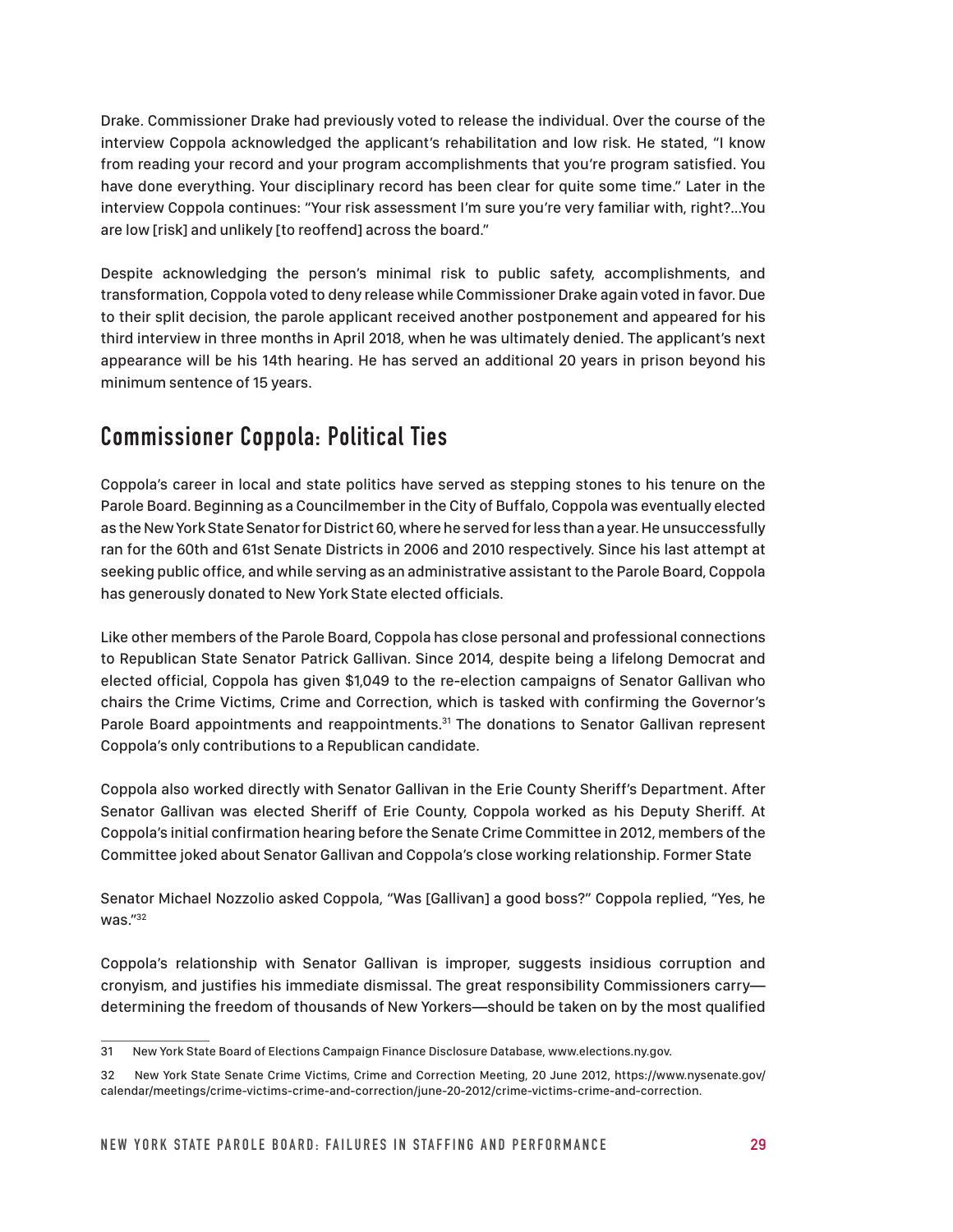Drake. Commissioner Drake had previously voted to release the individual. Over the course of the interview Coppola acknowledged the applicant's rehabilitation and low risk. He stated, "I know from reading your record and your program accomplishments that you're program satisfied. You have done everything. Your disciplinary record has been clear for quite some time." Later in the interview Coppola continues: "Your risk assessment I'm sure you're very familiar with, right?...You are low [risk] and unlikely [to reoffend] across the board."

Despite acknowledging the person's minimal risk to public safety, accomplishments, and transformation, Coppola voted to deny release while Commissioner Drake again voted in favor. Due to their split decision, the parole applicant received another postponement and appeared for his third interview in three months in April 2018, when he was ultimately denied. The applicant's next appearance will be his 14th hearing. He has served an additional 20 years in prison beyond his minimum sentence of 15 years.

## Commissioner Coppola: Political Ties

Coppola's career in local and state politics have served as stepping stones to his tenure on the Parole Board. Beginning as a Councilmember in the City of Buffalo, Coppola was eventually elected as the New York State Senator for District 60, where he served for less than a year. He unsuccessfully ran for the 60th and 61st Senate Districts in 2006 and 2010 respectively. Since his last attempt at seeking public office, and while serving as an administrative assistant to the Parole Board, Coppola has generously donated to New York State elected officials.

Like other members of the Parole Board, Coppola has close personal and professional connections to Republican State Senator Patrick Gallivan. Since 2014, despite being a lifelong Democrat and elected official, Coppola has given $1,049 to the re-election campaigns of Senator Gallivan who chairs the Crime Victims, Crime and Correction, which is tasked with confirming the Governor's Parole Board appointments and reappointments.[31] The donations to Senator Gallivan represent Coppola's only contributions to a Republican candidate.

Coppola also worked directly with Senator Gallivan in the Erie County Sheriff's Department. After Senator Gallivan was elected Sheriff of Erie County, Coppola worked as his Deputy Sheriff. At Coppola's initial confirmation hearing before the Senate Crime Committee in 2012, members of the Committee joked about Senator Gallivan and Coppola's close working relationship. Former State Senator Michael Nozzolio asked Coppola, "Was [Gallivan] a good boss?" Coppola replied, "Yes, he was."[32]

Coppola's relationship with Senator Gallivan is improper, suggests insidious corruption and cronyism, and justifies his immediate dismissal. The great responsibility Commissioners carry—determining the freedom of thousands of New Yorkers—should be taken on by the most qualified

---

31 New York State Board of Elections Campaign Finance Disclosure Database, www.elections.ny.gov.

32 New York State Senate Crime Victims, Crime and Correction Meeting, 20 June 2012, https://www.nysenate.gov/calendar/meetings/crime-victims-crime-and-correction/june-20-2012/crime-victims-crime-and-correction.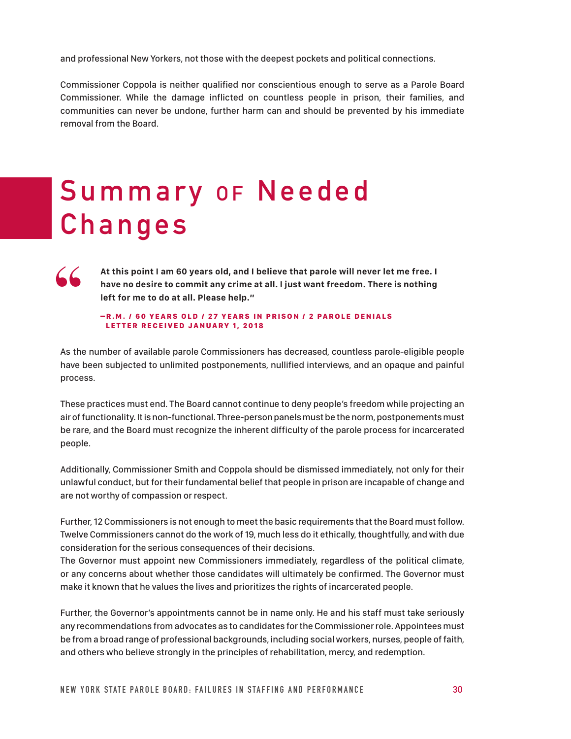and professional New Yorkers, not those with the deepest pockets and political connections.

Commissioner Coppola is neither qualified nor conscientious enough to serve as a Parole Board Commissioner. While the damage inflicted on countless people in prison, their families, and communities can never be undone, further harm can and should be prevented by his immediate removal from the Board.

# Summary of Needed Changes

> **At this point I am 60 years old, and I believe that parole will never let me free. I have no desire to commit any crime at all. I just want freedom. There is nothing left for me to do at all. Please help."**
>
> **—R.M. / 60 YEARS OLD / 27 YEARS IN PRISON / 2 PAROLE DENIALS LETTER RECEIVED JANUARY 1, 2018**

As the number of available parole Commissioners has decreased, countless parole-eligible people have been subjected to unlimited postponements, nullified interviews, and an opaque and painful process.

These practices must end. The Board cannot continue to deny people's freedom while projecting an air of functionality. It is non-functional. Three-person panels must be the norm, postponements must be rare, and the Board must recognize the inherent difficulty of the parole process for incarcerated people.

Additionally, Commissioner Smith and Coppola should be dismissed immediately, not only for their unlawful conduct, but for their fundamental belief that people in prison are incapable of change and are not worthy of compassion or respect.

Further, 12 Commissioners is not enough to meet the basic requirements that the Board must follow. Twelve Commissioners cannot do the work of 19, much less do it ethically, thoughtfully, and with due consideration for the serious consequences of their decisions.

The Governor must appoint new Commissioners immediately, regardless of the political climate, or any concerns about whether those candidates will ultimately be confirmed. The Governor must make it known that he values the lives and prioritizes the rights of incarcerated people.

Further, the Governor's appointments cannot be in name only. He and his staff must take seriously any recommendations from advocates as to candidates for the Commissioner role. Appointees must be from a broad range of professional backgrounds, including social workers, nurses, people of faith, and others who believe strongly in the principles of rehabilitation, mercy, and redemption.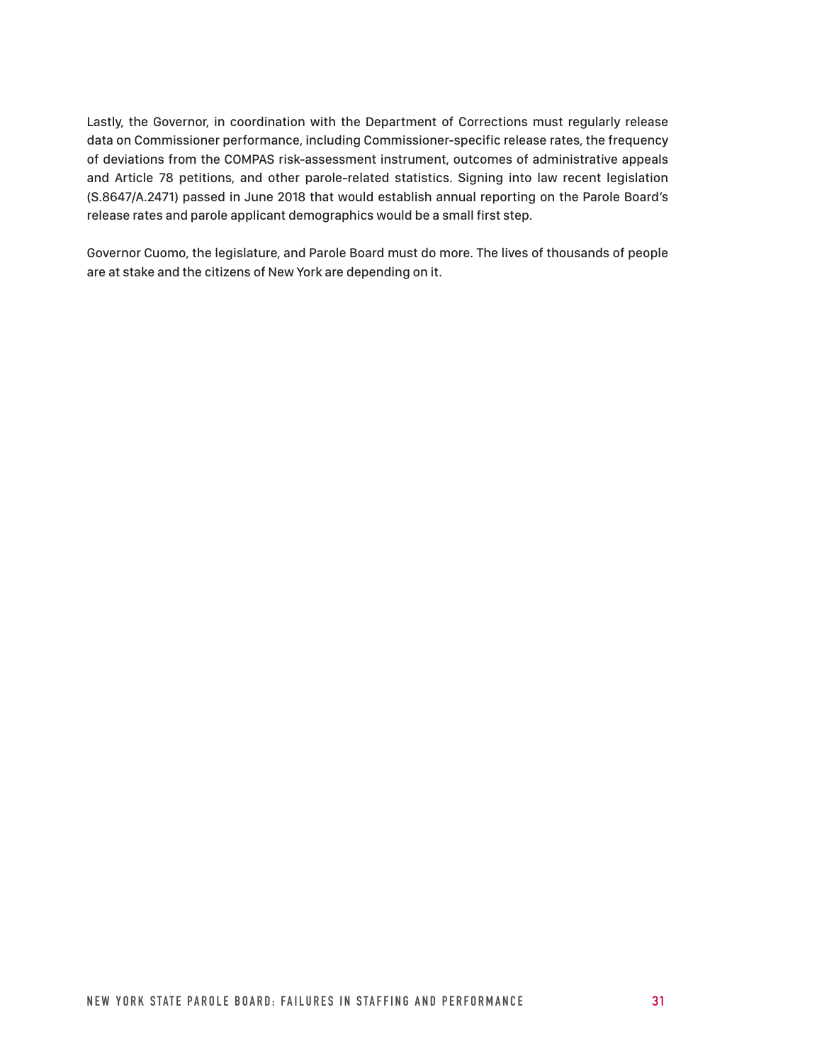Lastly, the Governor, in coordination with the Department of Corrections must regularly release data on Commissioner performance, including Commissioner-specific release rates, the frequency of deviations from the COMPAS risk-assessment instrument, outcomes of administrative appeals and Article 78 petitions, and other parole-related statistics. Signing into law recent legislation (S.8647/A.2471) passed in June 2018 that would establish annual reporting on the Parole Board's release rates and parole applicant demographics would be a small first step.

Governor Cuomo, the legislature, and Parole Board must do more. The lives of thousands of people are at stake and the citizens of New York are depending on it.